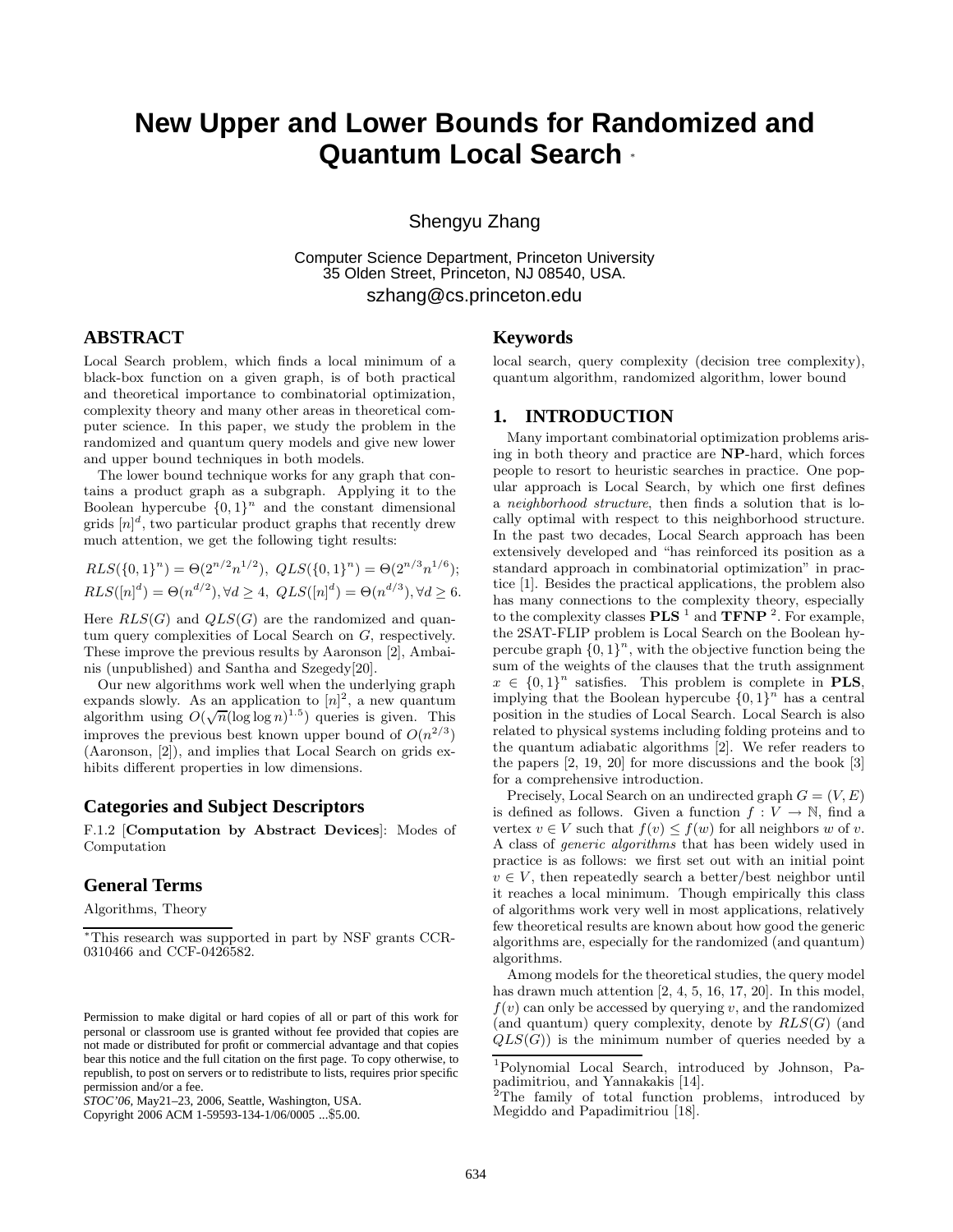# New Upper and Lower Bounds for Randomized and Quantum Local Search [*]

Shengyu Zhang

Computer Science Department, Princeton University
35 Olden Street, Princeton, NJ 08540, USA.
szhang@cs.princeton.edu

## ABSTRACT

Local Search problem, which finds a local minimum of a black-box function on a given graph, is of both practical and theoretical importance to combinatorial optimization, complexity theory and many other areas in theoretical computer science. In this paper, we study the problem in the randomized and quantum query models and give new lower and upper bound techniques in both models.

The lower bound technique works for any graph that contains a product graph as a subgraph. Applying it to the Boolean hypercube $\{0,1\}^n$ and the constant dimensional grids $[n]^d$, two particular product graphs that recently drew much attention, we get the following tight results:

$$RLS(\{0,1\}^n) = \Theta(2^{n/2}n^{1/2}),\ QLS(\{0,1\}^n) = \Theta(2^{n/3}n^{1/6});$$
$$RLS([n]^d) = \Theta(n^{d/2}), \forall d \geq 4,\ QLS([n]^d) = \Theta(n^{d/3}), \forall d \geq 6.$$

Here $RLS(G)$ and $QLS(G)$ are the randomized and quantum query complexities of Local Search on $G$, respectively. These improve the previous results by Aaronson [2], Ambainis (unpublished) and Santha and Szegedy[20].

Our new algorithms work well when the underlying graph expands slowly. As an application to $[n]^2$, a new quantum algorithm using $O(\sqrt{n}(\log\log n)^{1.5})$ queries is given. This improves the previous best known upper bound of $O(n^{2/3})$ (Aaronson, [2]), and implies that Local Search on grids exhibits different properties in low dimensions.

### Categories and Subject Descriptors

F.1.2 [**Computation by Abstract Devices**]: Modes of Computation

### General Terms

Algorithms, Theory

### Keywords

local search, query complexity (decision tree complexity), quantum algorithm, randomized algorithm, lower bound

## 1. INTRODUCTION

Many important combinatorial optimization problems arising in both theory and practice are **NP**-hard, which forces people to resort to heuristic searches in practice. One popular approach is Local Search, by which one first defines a *neighborhood structure*, then finds a solution that is locally optimal with respect to this neighborhood structure. In the past two decades, Local Search approach has been extensively developed and "has reinforced its position as a standard approach in combinatorial optimization" in practice [1]. Besides the practical applications, the problem also has many connections to the complexity theory, especially to the complexity classes **PLS** [1] and **TFNP** [2]. For example, the 2SAT-FLIP problem is Local Search on the Boolean hypercube graph $\{0,1\}^n$, with the objective function being the sum of the weights of the clauses that the truth assignment $x \in \{0,1\}^n$ satisfies. This problem is complete in **PLS**, implying that the Boolean hypercube $\{0,1\}^n$ has a central position in the studies of Local Search. Local Search is also related to physical systems including folding proteins and to the quantum adiabatic algorithms [2]. We refer readers to the papers [2, 19, 20] for more discussions and the book [3] for a comprehensive introduction.

Precisely, Local Search on an undirected graph $G = (V, E)$ is defined as follows. Given a function $f : V \to \mathbb{N}$, find a vertex $v \in V$ such that $f(v) \leq f(w)$ for all neighbors $w$ of $v$. A class of *generic algorithms* that has been widely used in practice is as follows: we first set out with an initial point $v \in V$, then repeatedly search a better/best neighbor until it reaches a local minimum. Though empirically this class of algorithms work very well in most applications, relatively few theoretical results are known about how good the generic algorithms are, especially for the randomized (and quantum) algorithms.

Among models for the theoretical studies, the query model has drawn much attention [2, 4, 5, 16, 17, 20]. In this model, $f(v)$ can only be accessed by querying $v$, and the randomized (and quantum) query complexity, denote by $RLS(G)$ (and $QLS(G)$) is the minimum number of queries needed by a

---

*This research was supported in part by NSF grants CCR-0310466 and CCF-0426582.

Permission to make digital or hard copies of all or part of this work for personal or classroom use is granted without fee provided that copies are not made or distributed for profit or commercial advantage and that copies bear this notice and the full citation on the first page. To copy otherwise, to republish, to post on servers or to redistribute to lists, requires prior specific permission and/or a fee.
*STOC'06*, May21–23, 2006, Seattle, Washington, USA.
Copyright 2006 ACM 1-59593-134-1/06/0005 ...$5.00.

[1] Polynomial Local Search, introduced by Johnson, Papadimitriou, and Yannakakis [14].

[2] The family of total function problems, introduced by Megiddo and Papadimitriou [18].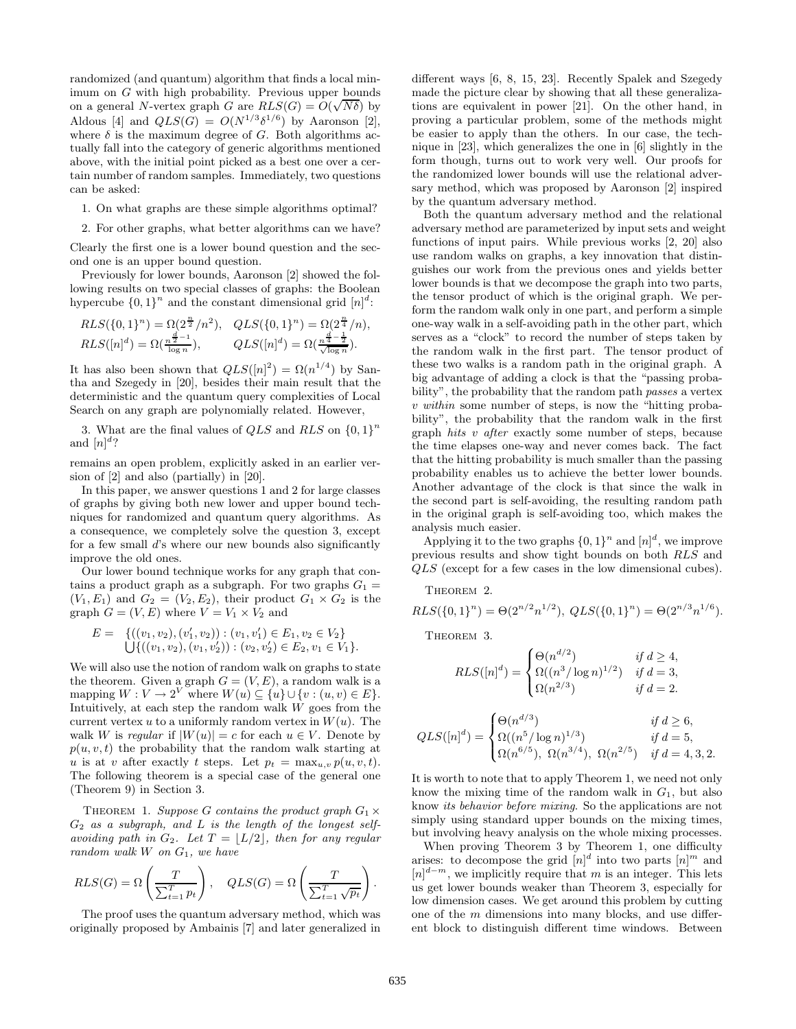randomized (and quantum) algorithm that finds a local minimum on $G$ with high probability. Previous upper bounds on a general $N$-vertex graph $G$ are $RLS(G) = O(\sqrt{N\delta})$ by Aldous [4] and $QLS(G) = O(N^{1/3}\delta^{1/6})$ by Aaronson [2], where $\delta$ is the maximum degree of $G$. Both algorithms actually fall into the category of generic algorithms mentioned above, with the initial point picked as a best one over a certain number of random samples. Immediately, two questions can be asked:

1. On what graphs are these simple algorithms optimal?
2. For other graphs, what better algorithms can we have?

Clearly the first one is a lower bound question and the second one is an upper bound question.

Previously for lower bounds, Aaronson [2] showed the following results on two special classes of graphs: the Boolean hypercube $\{0,1\}^n$ and the constant dimensional grid $[n]^d$:

$$RLS(\{0,1\}^n) = \Omega(2^{\frac{n}{2}}/n^2), \quad QLS(\{0,1\}^n) = \Omega(2^{\frac{n}{4}}/n),$$
$$RLS([n]^d) = \Omega(\tfrac{n^{\frac{d}{2}-1}}{\log n}), \qquad QLS([n]^d) = \Omega(\tfrac{n^{\frac{d}{4}-\frac{1}{2}}}{\sqrt{\log n}}).$$

It has also been shown that $QLS([n]^2) = \Omega(n^{1/4})$ by Santha and Szegedy in [20], besides their main result that the deterministic and the quantum query complexities of Local Search on any graph are polynomially related. However,

3. What are the final values of $QLS$ and $RLS$ on $\{0,1\}^n$ and $[n]^d$?

remains an open problem, explicitly asked in an earlier version of [2] and also (partially) in [20].

In this paper, we answer questions 1 and 2 for large classes of graphs by giving both new lower and upper bound techniques for randomized and quantum query algorithms. As a consequence, we completely solve the question 3, except for a few small $d$'s where our new bounds also significantly improve the old ones.

Our lower bound technique works for any graph that contains a product graph as a subgraph. For two graphs $G_1 = (V_1, E_1)$ and $G_2 = (V_2, E_2)$, their product $G_1 \times G_2$ is the graph $G = (V, E)$ where $V = V_1 \times V_2$ and

$$E = \{((v_1, v_2), (v_1', v_2)) : (v_1, v_1') \in E_1, v_2 \in V_2\} \bigcup \{((v_1, v_2), (v_1, v_2')) : (v_2, v_2') \in E_2, v_1 \in V_1\}.$$

We will also use the notion of random walk on graphs to state the theorem. Given a graph $G = (V, E)$, a random walk is a mapping $W : V \to 2^V$ where $W(u) \subseteq \{u\} \cup \{v : (u, v) \in E\}$. Intuitively, at each step the random walk $W$ goes from the current vertex $u$ to a uniformly random vertex in $W(u)$. The walk $W$ is *regular* if $|W(u)| = c$ for each $u \in V$. Denote by $p(u, v, t)$ the probability that the random walk starting at $u$ is at $v$ after exactly $t$ steps. Let $p_t = \max_{u,v} p(u, v, t)$. The following theorem is a special case of the general one (Theorem 9) in Section 3.

Theorem 1. *Suppose $G$ contains the product graph $G_1 \times G_2$ as a subgraph, and $L$ is the length of the longest self-avoiding path in $G_2$. Let $T = \lfloor L/2 \rfloor$, then for any regular random walk $W$ on $G_1$, we have*

$$RLS(G) = \Omega\left(\frac{T}{\sum_{t=1}^{T} p_t}\right), \quad QLS(G) = \Omega\left(\frac{T}{\sum_{t=1}^{T} \sqrt{p_t}}\right).$$

The proof uses the quantum adversary method, which was originally proposed by Ambainis [7] and later generalized in different ways [6, 8, 15, 23]. Recently Spalek and Szegedy made the picture clear by showing that all these generalizations are equivalent in power [21]. On the other hand, in proving a particular problem, some of the methods might be easier to apply than the others. In our case, the technique in [23], which generalizes the one in [6] slightly in the form though, turns out to work very well. Our proofs for the randomized lower bounds will use the relational adversary method, which was proposed by Aaronson [2] inspired by the quantum adversary method.

Both the quantum adversary method and the relational adversary method are parameterized by input sets and weight functions of input pairs. While previous works [2, 20] also use random walks on graphs, a key innovation that distinguishes our work from the previous ones and yields better lower bounds is that we decompose the graph into two parts, the tensor product of which is the original graph. We perform the random walk only in one part, and perform a simple one-way walk in a self-avoiding path in the other part, which serves as a "clock" to record the number of steps taken by the random walk in the first part. The tensor product of these two walks is a random path in the original graph. A big advantage of adding a clock is that the "passing probability", the probability that the random path *passes* a vertex $v$ *within* some number of steps, is now the "hitting probability", the probability that the random walk in the first graph *hits* $v$ *after* exactly some number of steps, because the time elapses one-way and never comes back. The fact that the hitting probability is much smaller than the passing probability enables us to achieve the better lower bounds. Another advantage of the clock is that since the walk in the second part is self-avoiding, the resulting random path in the original graph is self-avoiding too, which makes the analysis much easier.

Applying it to the two graphs $\{0,1\}^n$ and $[n]^d$, we improve previous results and show tight bounds on both $RLS$ and $QLS$ (except for a few cases in the low dimensional cubes).

Theorem 2.

$$RLS(\{0,1\}^n) = \Theta(2^{n/2}n^{1/2}), \ QLS(\{0,1\}^n) = \Theta(2^{n/3}n^{1/6}).$$

Theorem 3.

$$RLS([n]^d) = \begin{cases} \Theta(n^{d/2}) & \text{if } d \geq 4, \\ \Omega((n^3/\log n)^{1/2}) & \text{if } d = 3, \\ \Omega(n^{2/3}) & \text{if } d = 2. \end{cases}$$

$$QLS([n]^d) = \begin{cases} \Theta(n^{d/3}) & \text{if } d \geq 6, \\ \Omega((n^5/\log n)^{1/3}) & \text{if } d = 5, \\ \Omega(n^{6/5}),\ \Omega(n^{3/4}),\ \Omega(n^{2/5}) & \text{if } d = 4, 3, 2. \end{cases}$$

It is worth to note that to apply Theorem 1, we need not only know the mixing time of the random walk in $G_1$, but also know *its behavior before mixing*. So the applications are not simply using standard upper bounds on the mixing times, but involving heavy analysis on the whole mixing processes.

When proving Theorem 3 by Theorem 1, one difficulty arises: to decompose the grid $[n]^d$ into two parts $[n]^m$ and $[n]^{d-m}$, we implicitly require that $m$ is an integer. This lets us get lower bounds weaker than Theorem 3, especially for low dimension cases. We get around this problem by cutting one of the $m$ dimensions into many blocks, and use different block to distinguish different time windows. Between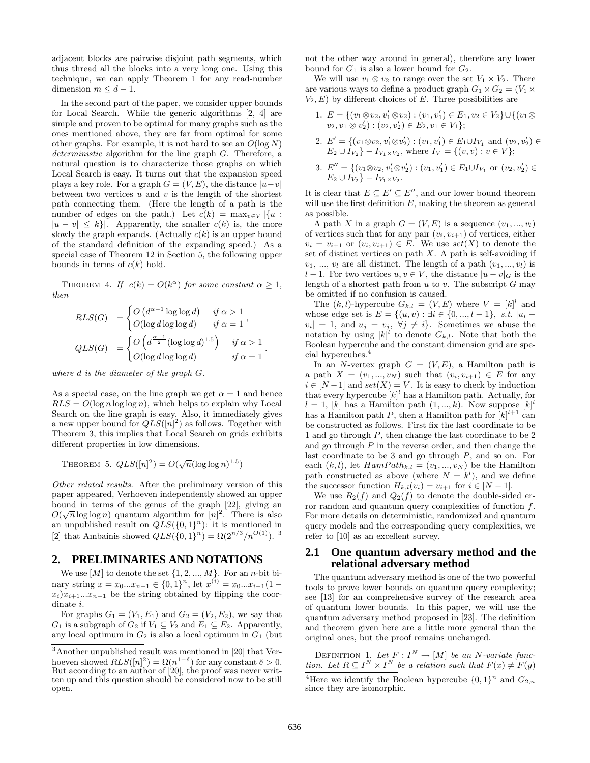adjacent blocks are pairwise disjoint path segments, which thus thread all the blocks into a very long one. Using this technique, we can apply Theorem 1 for any read-number dimension $m \leq d-1$.

In the second part of the paper, we consider upper bounds for Local Search. While the generic algorithms [2, 4] are simple and proven to be optimal for many graphs such as the ones mentioned above, they are far from optimal for some other graphs. For example, it is not hard to see an $O(\log N)$ *deterministic* algorithm for the line graph $G$. Therefore, a natural question is to characterize those graphs on which Local Search is easy. It turns out that the expansion speed plays a key role. For a graph $G = (V, E)$, the distance $|u-v|$ between two vertices $u$ and $v$ is the length of the shortest path connecting them. (Here the length of a path is the number of edges on the path.) Let $c(k) = \max_{v \in V} |\{u : |u-v| \leq k\}|$. Apparently, the smaller $c(k)$ is, the more slowly the graph expands. (Actually $c(k)$ is an upper bound of the standard definition of the expanding speed.) As a special case of Theorem 12 in Section 5, the following upper bounds in terms of $c(k)$ hold.

THEOREM 4. *If $c(k) = O(k^\alpha)$ for some constant $\alpha \geq 1$, then*

$$RLS(G) = \begin{cases} O\left(d^{\alpha-1} \log\log d\right) & \text{if } \alpha > 1 \\ O(\log d \log\log d) & \text{if } \alpha = 1 \end{cases},$$

$$QLS(G) = \begin{cases} O\left(d^{\frac{\alpha-1}{2}} (\log\log d)^{1.5}\right) & \text{if } \alpha > 1 \\ O(\log d \log\log d) & \text{if } \alpha = 1 \end{cases}.$$

*where $d$ is the diameter of the graph $G$.*

As a special case, on the line graph we get $\alpha = 1$ and hence $RLS = O(\log n \log\log n)$, which helps to explain why Local Search on the line graph is easy. Also, it immediately gives a new upper bound for $QLS([n]^2)$ as follows. Together with Theorem 3, this implies that Local Search on grids exhibits different properties in low dimensions.

THEOREM 5. $QLS([n]^2) = O(\sqrt{n}(\log\log n)^{1.5})$

*Other related results.* After the preliminary version of this paper appeared, Verhoeven independently showed an upper bound in terms of the genus of the graph [22], giving an $O(\sqrt{n} \log\log n)$ quantum algorithm for $[n]^2$. There is also an unpublished result on $QLS(\{0,1\}^n)$: it is mentioned in [2] that Ambainis showed $QLS(\{0,1\}^n) = \Omega(2^{n/3}/n^{O(1)})$. [3]

## 2. PRELIMINARIES AND NOTATIONS

We use $[M]$ to denote the set $\{1, 2, ..., M\}$. For an $n$-bit binary string $x = x_0...x_{n-1} \in \{0,1\}^n$, let $x^{(i)} = x_0...x_{i-1}(1-x_i)x_{i+1}...x_{n-1}$ be the string obtained by flipping the coordinate $i$.

For graphs $G_1 = (V_1, E_1)$ and $G_2 = (V_2, E_2)$, we say that $G_1$ is a subgraph of $G_2$ if $V_1 \subseteq V_2$ and $E_1 \subseteq E_2$. Apparently, any local optimum in $G_2$ is also a local optimum in $G_1$ (but not the other way around in general), therefore any lower bound for $G_1$ is also a lower bound for $G_2$.

We will use $v_1 \otimes v_2$ to range over the set $V_1 \times V_2$. There are various ways to define a product graph $G_1 \times G_2 = (V_1 \times V_2, E)$ by different choices of $E$. Three possibilities are

1. $E = \{(v_1 \otimes v_2, v_1' \otimes v_2) : (v_1, v_1') \in E_1, v_2 \in V_2\} \cup \{(v_1 \otimes v_2, v_1 \otimes v_2') : (v_2, v_2') \in E_2, v_1 \in V_1\}$;
2. $E' = \{(v_1 \otimes v_2, v_1' \otimes v_2') : (v_1, v_1') \in E_1 \cup I_{V_1} \text{ and } (v_2, v_2') \in E_2 \cup I_{V_2}\} - I_{V_1 \times V_2}$, where $I_V = \{(v, v) : v \in V\}$;
3. $E'' = \{(v_1 \otimes v_2, v_1' \otimes v_2') : (v_1, v_1') \in E_1 \cup I_{V_1} \text{ or } (v_2, v_2') \in E_2 \cup I_{V_2}\} - I_{V_1 \times V_2}$.

It is clear that $E \subseteq E' \subseteq E''$, and our lower bound theorem will use the first definition $E$, making the theorem as general as possible.

A path $X$ in a graph $G = (V, E)$ is a sequence $(v_1, ..., v_l)$ of vertices such that for any pair $(v_i, v_{i+1})$ of vertices, either $v_i = v_{i+1}$ or $(v_i, v_{i+1}) \in E$. We use $set(X)$ to denote the set of distinct vertices on path $X$. A path is self-avoiding if $v_1$, ..., $v_l$ are all distinct. The length of a path $(v_1, ..., v_l)$ is $l-1$. For two vertices $u, v \in V$, the distance $|u-v|_G$ is the length of a shortest path from $u$ to $v$. The subscript $G$ may be omitted if no confusion is caused.

The $(k,l)$-hypercube $G_{k,l} = (V, E)$ where $V = [k]^l$ and whose edge set is $E = \{(u, v) : \exists i \in \{0, ..., l-1\},\ s.t.\ |u_i - v_i| = 1, \text{ and } u_j = v_j,\ \forall j \neq i\}$. Sometimes we abuse the notation by using $[k]^l$ to denote $G_{k,l}$. Note that both the Boolean hypercube and the constant dimension grid are special hypercubes.[4]

In an $N$-vertex graph $G = (V, E)$, a Hamilton path is a path $X = (v_1, ..., v_N)$ such that $(v_i, v_{i+1}) \in E$ for any $i \in [N-1]$ and $set(X) = V$. It is easy to check by induction that every hypercube $[k]^l$ has a Hamilton path. Actually, for $l = 1$, $[k]$ has a Hamilton path $(1, ..., k)$. Now suppose $[k]^l$ has a Hamilton path $P$, then a Hamilton path for $[k]^{l+1}$ can be constructed as follows. First fix the last coordinate to be 1 and go through $P$, then change the last coordinate to be 2 and go through $P$ in the reverse order, and then change the last coordinate to be 3 and go through $P$, and so on. For each $(k, l)$, let $HamPath_{k,l} = (v_1, ..., v_N)$ be the Hamilton path constructed as above (where $N = k^l$), and we define the successor function $H_{k,l}(v_i) = v_{i+1}$ for $i \in [N-1]$.

We use $R_2(f)$ and $Q_2(f)$ to denote the double-sided error random and quantum query complexities of function $f$. For more details on deterministic, randomized and quantum query models and the corresponding query complexities, we refer to [10] as an excellent survey.

### 2.1 One quantum adversary method and the relational adversary method

The quantum adversary method is one of the two powerful tools to prove lower bounds on quantum query complexity; see [13] for an comprehensive survey of the research area of quantum lower bounds. In this paper, we will use the quantum adversary method proposed in [23]. The definition and theorem given here are a little more general than the original ones, but the proof remains unchanged.

DEFINITION 1. *Let $F : I^N \to [M]$ be an $N$-variate function. Let $R \subseteq I^N \times I^N$ be a relation such that $F(x) \neq F(y)$*

---

[3] Another unpublished result was mentioned in [20] that Verhoeven showed $RLS([n]^2) = \Omega(n^{1-\delta})$ for any constant $\delta > 0$. But according to an author of [20], the proof was never written up and this question should be considered now to be still open.

[4] Here we identify the Boolean hypercube $\{0,1\}^n$ and $G_{2,n}$ since they are isomorphic.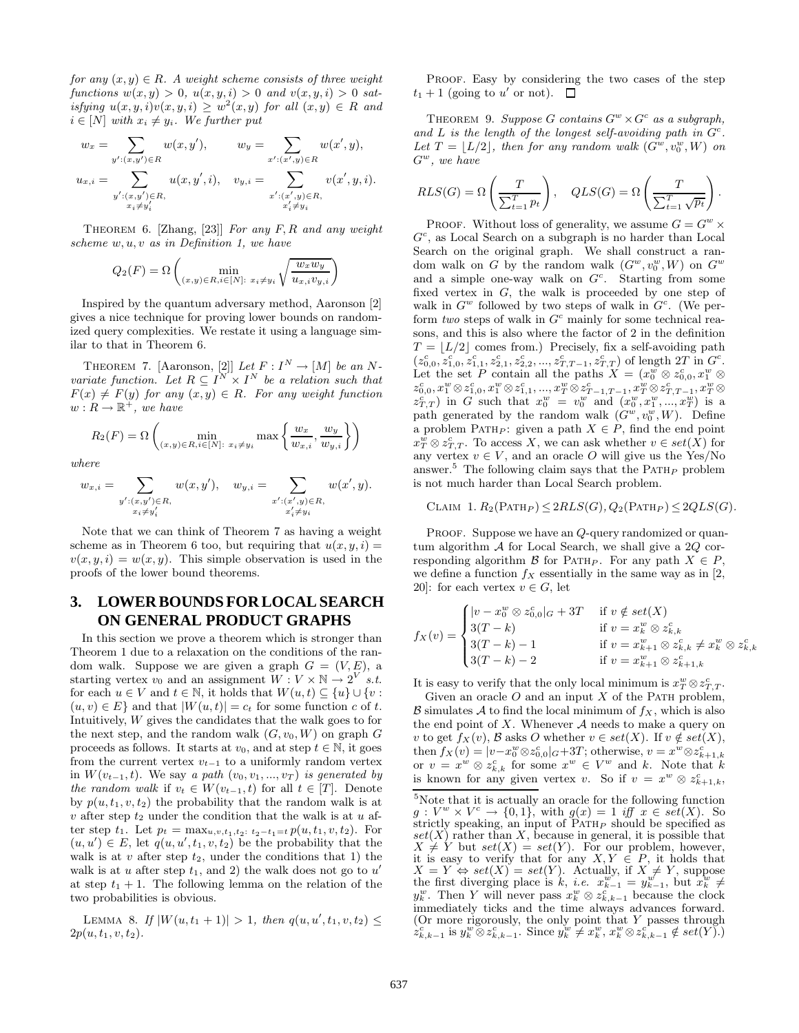*for any $(x, y) \in R$. A weight scheme consists of three weight functions $w(x, y) > 0$, $u(x, y, i) > 0$ and $v(x, y, i) > 0$ satisfying $u(x, y, i)v(x, y, i) \geq w^2(x, y)$ for all $(x, y) \in R$ and $i \in [N]$ with $x_i \neq y_i$. We further put*

$$w_x = \sum_{y':(x,y')\in R} w(x, y'), \qquad w_y = \sum_{x':(x',y)\in R} w(x', y),$$

$$u_{x,i} = \sum_{\substack{y':(x,y')\in R,\\ x_i\neq y'_i}} u(x, y', i), \quad v_{y,i} = \sum_{\substack{x':(x',y)\in R,\\ x'_i\neq y_i}} v(x', y, i).$$

THEOREM 6. [Zhang, [23]] *For any $F, R$ and any weight scheme $w, u, v$ as in Definition 1, we have*

$$Q_2(F) = \Omega\left(\min_{(x,y)\in R, i\in[N]:\ x_i\neq y_i} \sqrt{\frac{w_x w_y}{u_{x,i} v_{y,i}}}\right)$$

Inspired by the quantum adversary method, Aaronson [2] gives a nice technique for proving lower bounds on randomized query complexities. We restate it using a language similar to that in Theorem 6.

THEOREM 7. [Aaronson, [2]] *Let $F : I^N \rightarrow [M]$ be an $N$-variate function. Let $R \subseteq I^N \times I^N$ be a relation such that $F(x) \neq F(y)$ for any $(x, y) \in R$. For any weight function $w : R \rightarrow \mathbb{R}^+$, we have*

$$R_2(F) = \Omega\left(\min_{(x,y)\in R, i\in[N]:\ x_i\neq y_i} \max\left\{\frac{w_x}{w_{x,i}}, \frac{w_y}{w_{y,i}}\right\}\right)$$

*where*

$$w_{x,i} = \sum_{\substack{y':(x,y')\in R,\\ x_i\neq y'_i}} w(x, y'), \quad w_{y,i} = \sum_{\substack{x':(x',y)\in R,\\ x'_i\neq y_i}} w(x', y).$$

Note that we can think of Theorem 7 as having a weight scheme as in Theorem 6 too, but requiring that $u(x, y, i) = v(x, y, i) = w(x, y)$. This simple observation is used in the proofs of the lower bound theorems.

## 3. LOWER BOUNDS FOR LOCAL SEARCH ON GENERAL PRODUCT GRAPHS

In this section we prove a theorem which is stronger than Theorem 1 due to a relaxation on the conditions of the random walk. Suppose we are given a graph $G = (V, E)$, a starting vertex $v_0$ and an assignment $W : V \times \mathbb{N} \rightarrow 2^V$ s.t. for each $u \in V$ and $t \in \mathbb{N}$, it holds that $W(u, t) \subseteq \{u\} \cup \{v : (u, v) \in E\}$ and that $|W(u, t)| = c_t$ for some function $c$ of $t$. Intuitively, $W$ gives the candidates that the walk goes to for the next step, and the random walk $(G, v_0, W)$ on graph $G$ proceeds as follows. It starts at $v_0$, and at step $t \in \mathbb{N}$, it goes from the current vertex $v_{t-1}$ to a uniformly random vertex in $W(v_{t-1}, t)$. We say *a path $(v_0, v_1, ..., v_T)$ is generated by the random walk* if $v_t \in W(v_{t-1}, t)$ for all $t \in [T]$. Denote by $p(u, t_1, v, t_2)$ the probability that the random walk is at $v$ after step $t_2$ under the condition that the walk is at $u$ after step $t_1$. Let $p_t = \max_{u,v,t_1,t_2:\ t_2-t_1=t} p(u, t_1, v, t_2)$. For $(u, u') \in E$, let $q(u, u', t_1, v, t_2)$ be the probability that the walk is at $v$ after step $t_2$, under the conditions that 1) the walk is at $u$ after step $t_1$, and 2) the walk does not go to $u'$ at step $t_1 + 1$. The following lemma on the relation of the two probabilities is obvious.

LEMMA 8. *If $|W(u, t_1 + 1)| > 1$, then $q(u, u', t_1, v, t_2) \leq 2p(u, t_1, v, t_2)$.*

PROOF. Easy by considering the two cases of the step $t_1 + 1$ (going to $u'$ or not). □

THEOREM 9. *Suppose $G$ contains $G^w \times G^c$ as a subgraph, and $L$ is the length of the longest self-avoiding path in $G^c$. Let $T = \lfloor L/2 \rfloor$, then for any random walk $(G^w, v_0^w, W)$ on $G^w$, we have*

$$RLS(G) = \Omega\left(\frac{T}{\sum_{t=1}^T p_t}\right), \quad QLS(G) = \Omega\left(\frac{T}{\sum_{t=1}^T \sqrt{p_t}}\right).$$

PROOF. Without loss of generality, we assume $G = G^w \times G^c$, as Local Search on a subgraph is no harder than Local Search on the original graph. We shall construct a random walk on $G$ by the random walk $(G^w, v_0^w, W)$ on $G^w$ and a simple one-way walk on $G^c$. Starting from some fixed vertex in $G$, the walk is proceeded by one step of walk in $G^w$ followed by two steps of walk in $G^c$. (We perform *two* steps of walk in $G^c$ mainly for some technical reasons, and this is also where the factor of 2 in the definition $T = \lfloor L/2 \rfloor$ comes from.) Precisely, fix a self-avoiding path $(z_{0,0}^c, z_{1,0}^c, z_{1,1}^c, z_{2,1}^c, z_{2,2}^c, ..., z_{T,T-1}^c, z_{T,T}^c)$ of length $2T$ in $G^c$. Let the set $P$ contain all the paths $X = (x_0^w \otimes z_{0,0}^c, x_1^w \otimes z_{0,0}^c, x_1^w \otimes z_{1,0}^c, x_1^w \otimes z_{1,1}^c, ..., x_T^w \otimes z_{T-1,T-1}^c, x_T^w \otimes z_{T,T-1}^c, x_T^w \otimes z_{T,T}^c)$ in $G$ such that $x_0^w = v_0^w$ and $(x_0^w, x_1^w, ..., x_T^w)$ is a path generated by the random walk $(G^w, v_0^w, W)$. Define a problem PATH$_P$: given a path $X \in P$, find the end point $x_T^w \otimes z_{T,T}^c$. To access $X$, we can ask whether $v \in set(X)$ for any vertex $v \in V$, and an oracle $O$ will give us the Yes/No answer.[5] The following claim says that the PATH$_P$ problem is not much harder than Local Search problem.

CLAIM 1. $R_2(\text{PATH}_P) \leq 2RLS(G)$, $Q_2(\text{PATH}_P) \leq 2QLS(G)$.

PROOF. Suppose we have an $Q$-query randomized or quantum algorithm $\mathcal{A}$ for Local Search, we shall give a $2Q$ corresponding algorithm $\mathcal{B}$ for PATH$_P$. For any path $X \in P$, we define a function $f_X$ essentially in the same way as in [2, 20]: for each vertex $v \in G$, let

$$f_X(v) = \begin{cases} |v - x_0^w \otimes z_{0,0}^c|_G + 3T & \text{if } v \notin set(X) \\ 3(T-k) & \text{if } v = x_k^w \otimes z_{k,k}^c \\ 3(T-k) - 1 & \text{if } v = x_{k+1}^w \otimes z_{k,k}^c \neq x_k^w \otimes z_{k,k}^c \\ 3(T-k) - 2 & \text{if } v = x_{k+1}^w \otimes z_{k+1,k}^c \end{cases}$$

It is easy to verify that the only local minimum is $x_T^w \otimes z_{T,T}^c$.

Given an oracle $O$ and an input $X$ of the PATH problem, $\mathcal{B}$ simulates $\mathcal{A}$ to find the local minimum of $f_X$, which is also the end point of $X$. Whenever $\mathcal{A}$ needs to make a query on $v$ to get $f_X(v)$, $\mathcal{B}$ asks $O$ whether $v \in set(X)$. If $v \notin set(X)$, then $f_X(v) = |v - x_0^w \otimes z_{0,0}^c|_G + 3T$; otherwise, $v = x^w \otimes z_{k+1,k}^c$ or $v = x^w \otimes z_{k,k}^c$ for some $x^w \in V^w$ and $k$. Note that $k$ is known for any given vertex $v$. So if $v = x^w \otimes z_{k+1,k}^c$,

[5] Note that it is actually an oracle for the following function $g : V^w \times V^c \rightarrow \{0, 1\}$, with $g(x) = 1$ *iff* $x \in set(X)$. So strictly speaking, an input of PATH$_P$ should be specified as $set(X)$ rather than $X$, because in general, it is possible that $X \neq Y$ but $set(X) = set(Y)$. For our problem, however, it is easy to verify that for any $X, Y \in P$, it holds that $X = Y \Leftrightarrow set(X) = set(Y)$. Actually, if $X \neq Y$, suppose the first diverging place is $k$, *i.e.* $x_{k-1}^w = y_{k-1}^w$, but $x_k^w \neq y_k^w$. Then $Y$ will never pass $x_k^w \otimes z_{k,k-1}^c$ because the clock immediately ticks and the time always advances forward. (Or more rigorously, the only point that $Y$ passes through $z_{k,k-1}^c$ is $y_k^w \otimes z_{k,k-1}^c$. Since $y_k^w \neq x_k^w$, $x_k^w \otimes z_{k,k-1}^c \notin set(Y)$.)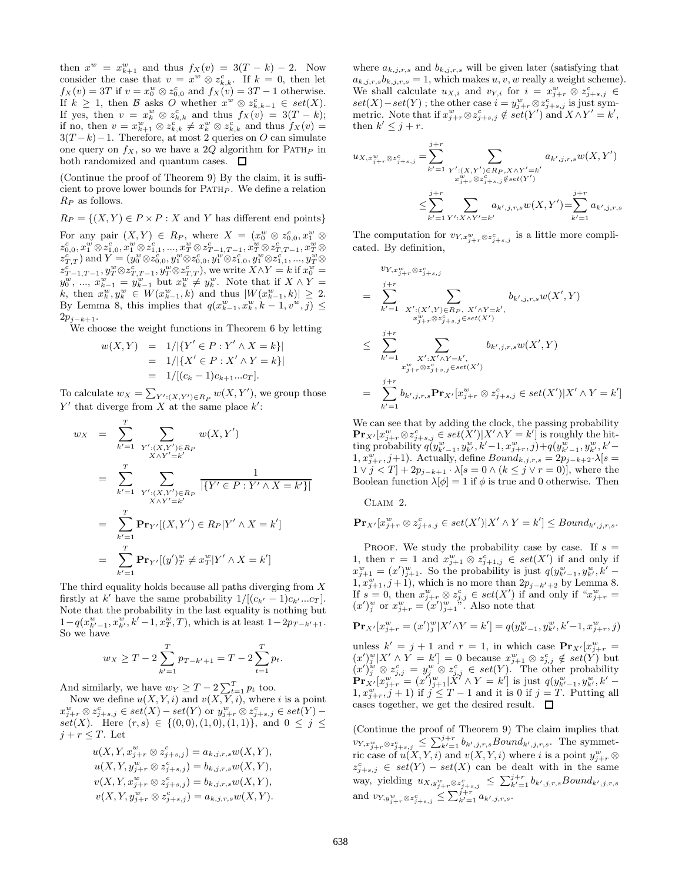then $x^w = x^w_{k+1}$ and thus $f_X(v) = 3(T-k)-2$. Now consider the case that $v = x^w \otimes z^c_{k,k}$. If $k = 0$, then let $f_X(v) = 3T$ if $v = x^w_0 \otimes z^c_{0,0}$ and $f_X(v) = 3T-1$ otherwise. If $k \geq 1$, then $\mathcal{B}$ asks $O$ whether $x^w \otimes z^c_{k,k-1} \in set(X)$. If yes, then $v = x^w_k \otimes z^c_{k,k}$ and thus $f_X(v) = 3(T-k)$; if no, then $v = x^w_{k+1} \otimes z^c_{k,k} \neq x^w_k \otimes z^c_{k,k}$ and thus $f_X(v) = 3(T-k)-1$. Therefore, at most 2 queries on $O$ can simulate one query on $f_X$, so we have a $2Q$ algorithm for $\text{PATH}_P$ in both randomized and quantum cases. $\square$

(Continue the proof of Theorem 9) By the claim, it is sufficient to prove lower bounds for $\text{PATH}_P$. We define a relation $R_P$ as follows.

$$R_P = \{(X,Y) \in P \times P : X \text{ and } Y \text{ has different end points}\}$$

For any pair $(X,Y) \in R_P$, where $X = (x^w_0 \otimes z^c_{0,0}, x^w_1 \otimes z^c_{0,0}, x^w_1 \otimes z^c_{1,0}, x^w_1 \otimes z^c_{1,1}, ..., x^w_T \otimes z^c_{T-1,T-1}, x^w_T \otimes z^c_{T,T-1}, x^w_T \otimes z^c_{T,T})$ and $Y = (y^w_0 \otimes z^c_{0,0}, y^w_1 \otimes z^c_{0,0}, y^w_1 \otimes z^c_{1,0}, y^w_1 \otimes z^c_{1,1}, ..., y^w_T \otimes z^c_{T-1,T-1}, y^w_T \otimes z^c_{T,T-1}, y^w_T \otimes z^c_{T,T})$, we write $X \wedge Y = k$ if $x^w_0 = y^w_0$, ..., $x^w_{k-1} = y^w_{k-1}$ but $x^w_k \neq y^w_k$. Note that if $X \wedge Y = k$, then $x^w_k, y^w_k \in W(x^w_{k-1}, k)$ and thus $|W(x^w_{k-1}, k)| \geq 2$. By Lemma 8, this implies that $q(x^w_{k-1}, x^w_k, k-1, v^w, j) \leq 2p_{j-k+1}$.

We choose the weight functions in Theorem 6 by letting

$$\begin{aligned} w(X,Y) &= 1/|\{Y' \in P : Y' \wedge X = k\}| \\ &= 1/|\{X' \in P : X' \wedge Y = k\}| \\ &= 1/[(c_k - 1)c_{k+1}...c_T]. \end{aligned}$$

To calculate $w_X = \sum_{Y':(X,Y')\in R_P} w(X,Y')$, we group those $Y'$ that diverge from $X$ at the same place $k'$:

$$\begin{aligned} w_X &= \sum_{k'=1}^{T} \sum_{\substack{Y':(X,Y')\in R_P \\ X\wedge Y'=k'}} w(X,Y') \\ &= \sum_{k'=1}^{T} \sum_{\substack{Y':(X,Y')\in R_P \\ X\wedge Y'=k'}} \frac{1}{|\{Y' \in P : Y' \wedge X = k'\}|} \\ &= \sum_{k'=1}^{T} \mathbf{Pr}_{Y'}[(X,Y') \in R_P | Y' \wedge X = k'] \\ &= \sum_{k'=1}^{T} \mathbf{Pr}_{Y'}[(y')^w_T \neq x^w_T | Y' \wedge X = k'] \end{aligned}$$

The third equality holds because all paths diverging from $X$ firstly at $k'$ have the same probability $1/[(c_{k'}-1)c_{k'}...c_T]$. Note that the probability in the last equality is nothing but $1 - q(x^w_{k'-1}, x^w_{k'}, k'-1, x^w_T, T)$, which is at least $1 - 2p_{T-k'+1}$. So we have

$$w_X \geq T - 2\sum_{k'=1}^{T} p_{T-k'+1} = T - 2\sum_{t=1}^{T} p_t.$$

And similarly, we have $w_Y \geq T - 2\sum_{t=1}^{T} p_t$ too.

Now we define $u(X,Y,i)$ and $v(X,Y,i)$, where $i$ is a point $x^w_{j+r} \otimes z^c_{j+s,j} \in set(X) - set(Y)$ or $y^w_{j+r} \otimes z^c_{j+s,j} \in set(Y) - set(X)$. Here $(r,s) \in \{(0,0),(1,0),(1,1)\}$, and $0 \leq j \leq j+r \leq T$. Let

$$\begin{aligned} u(X,Y,x^w_{j+r} \otimes z^c_{j+s,j}) &= a_{k,j,r,s} w(X,Y), \\ u(X,Y,y^w_{j+r} \otimes z^c_{j+s,j}) &= b_{k,j,r,s} w(X,Y), \\ v(X,Y,x^w_{j+r} \otimes z^c_{j+s,j}) &= b_{k,j,r,s} w(X,Y), \\ v(X,Y,y^w_{j+r} \otimes z^c_{j+s,j}) &= a_{k,j,r,s} w(X,Y). \end{aligned}$$

where $a_{k,j,r,s}$ and $b_{k,j,r,s}$ will be given later (satisfying that $a_{k,j,r,s} b_{k,j,r,s} = 1$, which makes $u, v, w$ really a weight scheme). We shall calculate $u_{X,i}$ and $v_{Y,i}$ for $i = x^w_{j+r} \otimes z^c_{j+s,j} \in set(X) - set(Y)$ ; the other case $i = y^w_{j+r} \otimes z^c_{j+s,j}$ is just symmetric. Note that if $x^w_{j+r} \otimes z^c_{j+s,j} \notin set(Y')$ and $X \wedge Y' = k'$, then $k' \leq j+r$.

$$\begin{aligned} u_{X,x^w_{j+r}\otimes z^c_{j+s,j}} &= \sum_{k'=1}^{j+r} \sum_{\substack{Y':(X,Y')\in R_P, X\wedge Y'=k' \\ x^w_{j+r}\otimes z^c_{j+s,j} \notin set(Y')}} a_{k',j,r,s} w(X,Y') \\ &\leq \sum_{k'=1}^{j+r} \sum_{Y':X\wedge Y'=k'} a_{k',j,r,s} w(X,Y') = \sum_{k'=1}^{j+r} a_{k',j,r,s} \end{aligned}$$

The computation for $v_{Y,x^w_{j+r}\otimes z^c_{j+s,j}}$ is a little more complicated. By definition,

$$\begin{aligned} & v_{Y,x^w_{j+r}\otimes z^c_{j+s,j}} \\ = & \sum_{k'=1}^{j+r} \sum_{\substack{X':(X',Y)\in R_P,\ X'\wedge Y=k', \\ x^w_{j+r}\otimes z^c_{j+s,j} \in set(X')}} b_{k',j,r,s} w(X',Y) \\ \leq & \sum_{k'=1}^{j+r} \sum_{\substack{X':X'\wedge Y=k', \\ x^w_{j+r}\otimes z^c_{j+s,j} \in set(X')}} b_{k',j,r,s} w(X',Y) \\ = & \sum_{k'=1}^{j+r} b_{k',j,r,s} \mathbf{Pr}_{X'}[x^w_{j+r}\otimes z^c_{j+s,j} \in set(X') | X' \wedge Y = k'] \end{aligned}$$

We can see that by adding the clock, the passing probability $\mathbf{Pr}_{X'}[x^w_{j+r}\otimes z^c_{j+s,j} \in set(X') | X' \wedge Y = k']$ is roughly the hitting probability $q(y^w_{k'-1}, y^w_{k'}, k'-1, x^w_{j+r}, j) + q(y^w_{k'-1}, y^w_{k'}, k'-1, x^w_{j+r}, j+1)$. Actually, define $Bound_{k,j,r,s} = 2p_{j-k+2} \cdot \lambda[s = 1 \vee j < T] + 2p_{j-k+1} \cdot \lambda[s = 0 \wedge (k \leq j \vee r = 0)]$, where the Boolean function $\lambda[\phi] = 1$ if $\phi$ is true and 0 otherwise. Then

CLAIM 2.

$$\mathbf{Pr}_{X'}[x^w_{j+r}\otimes z^c_{j+s,j} \in set(X') | X' \wedge Y = k'] \leq Bound_{k',j,r,s}.$$

PROOF. We study the probability case by case. If $s = 1$, then $r = 1$ and $x^w_{j+1} \otimes z^c_{j+1,j} \in set(X')$ if and only if $x^w_{j+1} = (x')^w_{j+1}$. So the probability is just $q(y^w_{k'-1}, y^w_{k'}, k'-1, x^w_{j+1}, j+1)$, which is no more than $2p_{j-k'+2}$ by Lemma 8. If $s = 0$, then $x^w_{j+r} \otimes z^c_{j,j} \in set(X')$ if and only if "$x^w_{j+r} = (x')^w_j$ or $x^w_{j+r} = (x')^w_{j+1}$". Also note that

$$\mathbf{Pr}_{X'}[x^w_{j+r} = (x')^w_j | X' \wedge Y = k'] = q(y^w_{k'-1}, y^w_{k'}, k'-1, x^w_{j+r}, j)$$

unless $k' = j+1$ and $r = 1$, in which case $\mathbf{Pr}_{X'}[x^w_{j+r} = (x')^w_j | X' \wedge Y = k'] = 0$ because $x^w_{j+1} \otimes z^c_{j,j} \notin set(Y)$ but $(x')^w_j \otimes z^c_{j,j} = y^w_j \otimes z^c_{j,j} \in set(Y)$. The other probability $\mathbf{Pr}_{X'}[x^w_{j+r} = (x')^w_{j+1} | X' \wedge Y = k']$ is just $q(y^w_{k'-1}, y^w_{k'}, k'-1, x^w_{j+r}, j+1)$ if $j \leq T-1$ and it is 0 if $j = T$. Putting all cases together, we get the desired result. $\square$

(Continue the proof of Theorem 9) The claim implies that $v_{Y,x^w_{j+r}\otimes z^c_{j+s,j}} \leq \sum_{k'=1}^{j+r} b_{k',j,r,s} Bound_{k',j,r,s}$. The symmetric case of $u(X,Y,i)$ and $v(X,Y,i)$ where $i$ is a point $y^w_{j+r} \otimes z^c_{j+s,j} \in set(Y) - set(X)$ can be dealt with in the same way, yielding $u_{X,y^w_{j+r}\otimes z^c_{j+s,j}} \leq \sum_{k'=1}^{j+r} b_{k',j,r,s} Bound_{k',j,r,s}$ and $v_{Y,y^w_{j+r}\otimes z^c_{j+s,j}} \leq \sum_{k'=1}^{j+r} a_{k',j,r,s}$.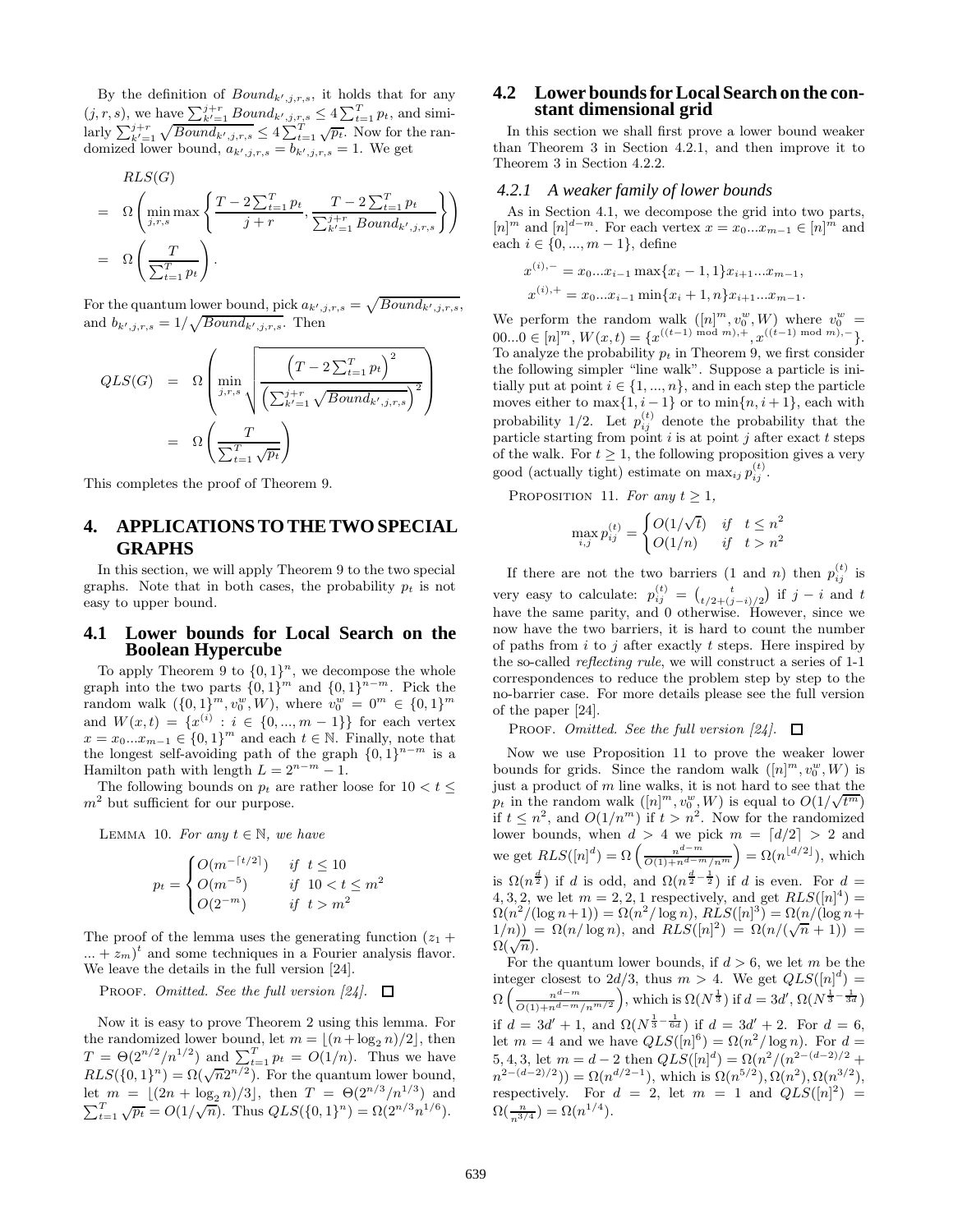By the definition of $Bound_{k',j,r,s}$, it holds that for any $(j,r,s)$, we have $\sum_{k'=1}^{j+r} Bound_{k',j,r,s} \leq 4\sum_{t=1}^{T} p_t$, and similarly $\sum_{k'=1}^{j+r} \sqrt{Bound_{k',j,r,s}} \leq 4\sum_{t=1}^{T} \sqrt{p_t}$. Now for the randomized lower bound, $a_{k',j,r,s} = b_{k',j,r,s} = 1$. We get

$$
\begin{aligned}
& RLS(G) \\
= \;& \Omega\left(\min_{j,r,s} \max\left\{\frac{T - 2\sum_{t=1}^{T} p_t}{j+r}, \frac{T - 2\sum_{t=1}^{T} p_t}{\sum_{k'=1}^{j+r} Bound_{k',j,r,s}}\right\}\right) \\
= \;& \Omega\left(\frac{T}{\sum_{t=1}^{T} p_t}\right).
\end{aligned}
$$

For the quantum lower bound, pick $a_{k',j,r,s} = \sqrt{Bound_{k',j,r,s}}$, and $b_{k',j,r,s} = 1/\sqrt{Bound_{k',j,r,s}}$. Then

$$
\begin{aligned}
QLS(G) &= \Omega\left(\min_{j,r,s} \sqrt{\frac{\left(T - 2\sum_{t=1}^{T} p_t\right)^2}{\left(\sum_{k'=1}^{j+r} \sqrt{Bound_{k',j,r,s}}\right)^2}}\right) \\
&= \Omega\left(\frac{T}{\sum_{t=1}^{T} \sqrt{p_t}}\right)
\end{aligned}
$$

This completes the proof of Theorem 9.

# 4. APPLICATIONS TO THE TWO SPECIAL GRAPHS

In this section, we will apply Theorem 9 to the two special graphs. Note that in both cases, the probability $p_t$ is not easy to upper bound.

## 4.1 Lower bounds for Local Search on the Boolean Hypercube

To apply Theorem 9 to $\{0,1\}^n$, we decompose the whole graph into the two parts $\{0,1\}^m$ and $\{0,1\}^{n-m}$. Pick the random walk $(\{0,1\}^m, v_0^w, W)$, where $v_0^w = 0^m \in \{0,1\}^m$ and $W(x,t) = \{x^{(i)} : i \in \{0,...,m-1\}\}$ for each vertex $x = x_0...x_{m-1} \in \{0,1\}^m$ and each $t \in \mathbb{N}$. Finally, note that the longest self-avoiding path of the graph $\{0,1\}^{n-m}$ is a Hamilton path with length $L = 2^{n-m} - 1$.

The following bounds on $p_t$ are rather loose for $10 < t \leq m^2$ but sufficient for our purpose.

LEMMA 10. *For any $t \in \mathbb{N}$, we have*

$$
p_t = \begin{cases} O(m^{-\lceil t/2 \rceil}) & \text{if } t \leq 10 \\ O(m^{-5}) & \text{if } 10 < t \leq m^2 \\ O(2^{-m}) & \text{if } t > m^2 \end{cases}
$$

The proof of the lemma uses the generating function $(z_1 + ... + z_m)^t$ and some techniques in a Fourier analysis flavor. We leave the details in the full version [24].

PROOF. *Omitted. See the full version [24].* □

Now it is easy to prove Theorem 2 using this lemma. For the randomized lower bound, let $m = \lfloor (n + \log_2 n)/2 \rfloor$, then $T = \Theta(2^{n/2}/n^{1/2})$ and $\sum_{t=1}^{T} p_t = O(1/n)$. Thus we have $RLS(\{0,1\}^n) = \Omega(\sqrt{n}2^{n/2})$. For the quantum lower bound, let $m = \lfloor (2n + \log_2 n)/3 \rfloor$, then $T = \Theta(2^{n/3}/n^{1/3})$ and $\sum_{t=1}^{T} \sqrt{p_t} = O(1/\sqrt{n})$. Thus $QLS(\{0,1\}^n) = \Omega(2^{n/3}n^{1/6})$.

## 4.2 Lower bounds for Local Search on the constant dimensional grid

In this section we shall first prove a lower bound weaker than Theorem 3 in Section 4.2.1, and then improve it to Theorem 3 in Section 4.2.2.

### *4.2.1 A weaker family of lower bounds*

As in Section 4.1, we decompose the grid into two parts, $[n]^m$ and $[n]^{d-m}$. For each vertex $x = x_0...x_{m-1} \in [n]^m$ and each $i \in \{0,...,m-1\}$, define

$$
x^{(i),-} = x_0...x_{i-1} \max\{x_i - 1, 1\} x_{i+1}...x_{m-1},
$$
$$
x^{(i),+} = x_0...x_{i-1} \min\{x_i + 1, n\} x_{i+1}...x_{m-1}.
$$

We perform the random walk $([n]^m, v_0^w, W)$ where $v_0^w = 00...0 \in [n]^m$, $W(x,t) = \{x^{((t-1) \bmod m),+}, x^{((t-1) \bmod m),-}\}$. To analyze the probability $p_t$ in Theorem 9, we first consider the following simpler "line walk". Suppose a particle is initially put at point $i \in \{1,...,n\}$, and in each step the particle moves either to $\max\{1, i-1\}$ or to $\min\{n, i+1\}$, each with probability 1/2. Let $p_{ij}^{(t)}$ denote the probability that the particle starting from point $i$ is at point $j$ after exact $t$ steps of the walk. For $t \geq 1$, the following proposition gives a very good (actually tight) estimate on $\max_{ij} p_{ij}^{(t)}$.

PROPOSITION 11. *For any $t \geq 1$,*

$$
\max_{i,j} p_{ij}^{(t)} = \begin{cases} O(1/\sqrt{t}) & \text{if } t \leq n^2 \\ O(1/n) & \text{if } t > n^2 \end{cases}
$$

If there are not the two barriers (1 and $n$) then $p_{ij}^{(t)}$ is very easy to calculate: $p_{ij}^{(t)} = \binom{t}{t/2 + (j-i)/2}$ if $j - i$ and $t$ have the same parity, and 0 otherwise. However, since we now have the two barriers, it is hard to count the number of paths from $i$ to $j$ after exactly $t$ steps. Here inspired by the so-called *reflecting rule*, we will construct a series of 1-1 correspondences to reduce the problem step by step to the no-barrier case. For more details please see the full version of the paper [24].

PROOF. *Omitted. See the full version [24].* □

Now we use Proposition 11 to prove the weaker lower bounds for grids. Since the random walk $([n]^m, v_0^w, W)$ is just a product of $m$ line walks, it is not hard to see that the $p_t$ in the random walk $([n]^m, v_0^w, W)$ is equal to $O(1/\sqrt{t^m})$ if $t \leq n^2$, and $O(1/n^m)$ if $t > n^2$. Now for the randomized lower bounds, when $d > 4$ we pick $m = \lceil d/2 \rceil > 2$ and we get $RLS([n]^d) = \Omega\left(\frac{n^{d-m}}{O(1)+n^{d-m}/n^m}\right) = \Omega(n^{\lfloor d/2 \rfloor})$, which is $\Omega(n^{\frac{d}{2}})$ if $d$ is odd, and $\Omega(n^{\frac{d}{2}-\frac{1}{2}})$ if $d$ is even. For $d = 4,3,2$, we let $m = 2,2,1$ respectively, and get $RLS([n]^4) = \Omega(n^2/(\log n + 1)) = \Omega(n^2/\log n)$, $RLS([n]^3) = \Omega(n/(\log n + 1/n)) = \Omega(n/\log n)$, and $RLS([n]^2) = \Omega(n/(\sqrt{n}+1)) = \Omega(\sqrt{n})$.

For the quantum lower bounds, if $d > 6$, we let $m$ be the integer closest to $2d/3$, thus $m > 4$. We get $QLS([n]^d) = \Omega\left(\frac{n^{d-m}}{O(1)+n^{d-m}/n^{m/2}}\right)$, which is $\Omega(N^{\frac{1}{3}})$ if $d = 3d'$, $\Omega(N^{\frac{1}{3}-\frac{1}{3d}})$ if $d = 3d'+1$, and $\Omega(N^{\frac{1}{3}-\frac{1}{6d}})$ if $d = 3d'+2$. For $d = 6$, let $m = 4$ and we have $QLS([n]^6) = \Omega(n^2/\log n)$. For $d = 5,4,3$, let $m = d-2$ then $QLS([n]^d) = \Omega(n^2/(n^{2-(d-2)/2} + n^{2-(d-2)/2})) = \Omega(n^{d/2-1})$, which is $\Omega(n^{5/2}), \Omega(n^2), \Omega(n^{3/2})$, respectively. For $d = 2$, let $m = 1$ and $QLS([n]^2) = \Omega(\frac{n}{n^{3/4}}) = \Omega(n^{1/4})$.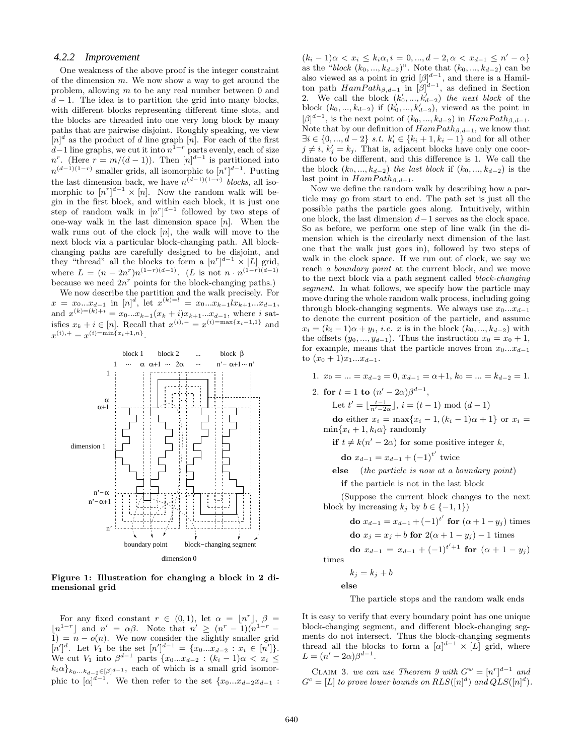### 4.2.2 Improvement

One weakness of the above proof is the integer constraint of the dimension $m$. We now show a way to get around the problem, allowing $m$ to be any real number between 0 and $d-1$. The idea is to partition the grid into many blocks, with different blocks representing different time slots, and the blocks are threaded into one very long block by many paths that are pairwise disjoint. Roughly speaking, we view $[n]^d$ as the product of $d$ line graph $[n]$. For each of the first $d-1$ line graphs, we cut it into $n^{1-r}$ parts evenly, each of size $n^r$. (Here $r = m/(d-1)$). Then $[n]^{d-1}$ is partitioned into $n^{(d-1)(1-r)}$ smaller grids, all isomorphic to $[n^r]^{d-1}$. Putting the last dimension back, we have $n^{(d-1)(1-r)}$ *blocks*, all isomorphic to $[n^r]^{d-1} \times [n]$. Now the random walk will begin in the first block, and within each block, it is just one step of random walk in $[n^r]^{d-1}$ followed by two steps of one-way walk in the last dimension space $[n]$. When the walk runs out of the clock $[n]$, the walk will move to the next block via a particular block-changing path. All block-changing paths are carefully designed to be disjoint, and they "thread" all the blocks to form a $[n^r]^{d-1} \times [L]$ grid, where $L = (n - 2n^r)n^{(1-r)(d-1)}$. ($L$ is not $n \cdot n^{(1-r)(d-1)}$ because we need $2n^r$ points for the block-changing paths.)

We now describe the partition and the walk precisely. For $x = x_0...x_{d-1}$ in $[n]^d$, let $x^{(k)=l} = x_0...x_{k-1}lx_{k+1}...x_{d-1}$, and $x^{(k)=(k)+i} = x_0...x_{k-1}(x_k+i)x_{k+1}...x_{d-1}$, where $i$ satisfies $x_k + i \in [n]$. Recall that $x^{(i),-} = x^{(i)=\max\{x_i-1,1\}}$ and $x^{(i),+} = x^{(i)=\min\{x_i+1,n\}}$.

**Figure 1: Illustration for changing a block in 2 dimensional grid**

For any fixed constant $r \in (0,1)$, let $\alpha = \lfloor n^r \rfloor$, $\beta = \lfloor n^{1-r} \rfloor$ and $n' = \alpha\beta$. Note that $n' \geq (n^r-1)(n^{1-r}-1) = n - o(n)$. We now consider the slightly smaller grid $[n']^d$. Let $V_1$ be the set $[n']^{d-1} = \{x_0...x_{d-2} : x_i \in [n']\}$. We cut $V_1$ into $\beta^{d-1}$ parts $\{x_0...x_{d-2} : (k_i-1)\alpha < x_i \leq k_i\alpha\}_{k_0...k_{d-2} \in [\beta]^{d-1}}$, each of which is a small grid isomorphic to $[\alpha]^{d-1}$. We then refer to the set $\{x_0...x_{d-2}x_{d-1} : (k_i-1)\alpha < x_i \leq k_i\alpha, i = 0,...,d-2, \alpha < x_{d-1} \leq n'-\alpha\}$ as the "*block* $(k_0,...,k_{d-2})$". Note that $(k_0,...,k_{d-2})$ can be also viewed as a point in grid $[\beta]^{d-1}$, and there is a Hamilton path $HamPath_{\beta,d-1}$ in $[\beta]^{d-1}$, as defined in Section 2. We call the block $(k_0',...,k_{d-2}')$ *the next block* of the block $(k_0,...,k_{d-2})$ if $(k_0',...,k_{d-2}')$, viewed as the point in $[\beta]^{d-1}$, is the next point of $(k_0,...,k_{d-2})$ in $HamPath_{\beta,d-1}$. Note that by our definition of $HamPath_{\beta,d-1}$, we know that $\exists i \in \{0,...,d-2\}$ *s.t.* $k_i' \in \{k_i+1, k_i-1\}$ and for all other $j \neq i$, $k_j' = k_j$. That is, adjacent blocks have only one coordinate to be different, and this difference is 1. We call the the block $(k_0,...,k_{d-2})$ *the last block* if $(k_0,...,k_{d-2})$ is the last point in $HamPath_{\beta,d-1}$.

Now we define the random walk by describing how a particle may go from start to end. The path set is just all the possible paths the particle goes along. Intuitively, within one block, the last dimension $d-1$ serves as the clock space. So as before, we perform one step of line walk (in the dimension which is the circularly next dimension of the last one that the walk just goes in), followed by two steps of walk in the clock space. If we run out of clock, we say we reach *a boundary point* at the current block, and we move to the next block via a path segment called *block-changing segment*. In what follows, we specify how the particle may move during the whole random walk process, including going through block-changing segments. We always use $x_0...x_{d-1}$ to denote the current position of the particle, and assume $x_i = (k_i-1)\alpha + y_i$, *i.e.* $x$ is in the block $(k_0,...,k_{d-2})$ with the offsets $(y_0,...,y_{d-1})$. Thus the instruction $x_0 = x_0+1$, for example, means that the particle moves from $x_0...x_{d-1}$ to $(x_0+1)x_1...x_{d-1}$.

1. $x_0 = ... = x_{d-2} = 0$, $x_{d-1} = \alpha+1$, $k_0 = ... = k_{d-2} = 1$.
2. **for** $t = 1$ **to** $(n'-2\alpha)\beta^{d-1}$,

    Let $t' = \lfloor \frac{t-1}{n'-2\alpha} \rfloor$, $i = (t-1) \bmod (d-1)$

    **do** either $x_i = \max\{x_i-1, (k_i-1)\alpha+1\}$ or $x_i = \min\{x_i+1, k_i\alpha\}$ randomly

    **if** $t \neq k(n'-2\alpha)$ for some positive integer $k$,

    **do** $x_{d-1} = x_{d-1} + (-1)^{t'}$ twice

    **else** (*the particle is now at a boundary point*)

    **if** the particle is not in the last block

    (Suppose the current block changes to the next block by increasing $k_j$ by $b \in \{-1,1\}$)

    **do** $x_{d-1} = x_{d-1} + (-1)^{t'}$ **for** $(\alpha+1-y_j)$ times

    **do** $x_j = x_j + b$ **for** $2(\alpha+1-y_j)-1$ times

    **do** $x_{d-1} = x_{d-1} + (-1)^{t'+1}$ **for** $(\alpha+1-y_j)$ times

    $k_j = k_j + b$

    **else**

    The particle stops and the random walk ends

It is easy to verify that every boundary point has one unique block-changing segment, and different block-changing segments do not intersect. Thus the block-changing segments thread all the blocks to form a $[\alpha]^{d-1} \times [L]$ grid, where $L = (n'-2\alpha)\beta^{d-1}$.

CLAIM 3. *we can use Theorem 9 with $G^w = [n^r]^{d-1}$ and $G^c = [L]$ to prove lower bounds on $RLS([n]^d)$ and $QLS([n]^d)$.*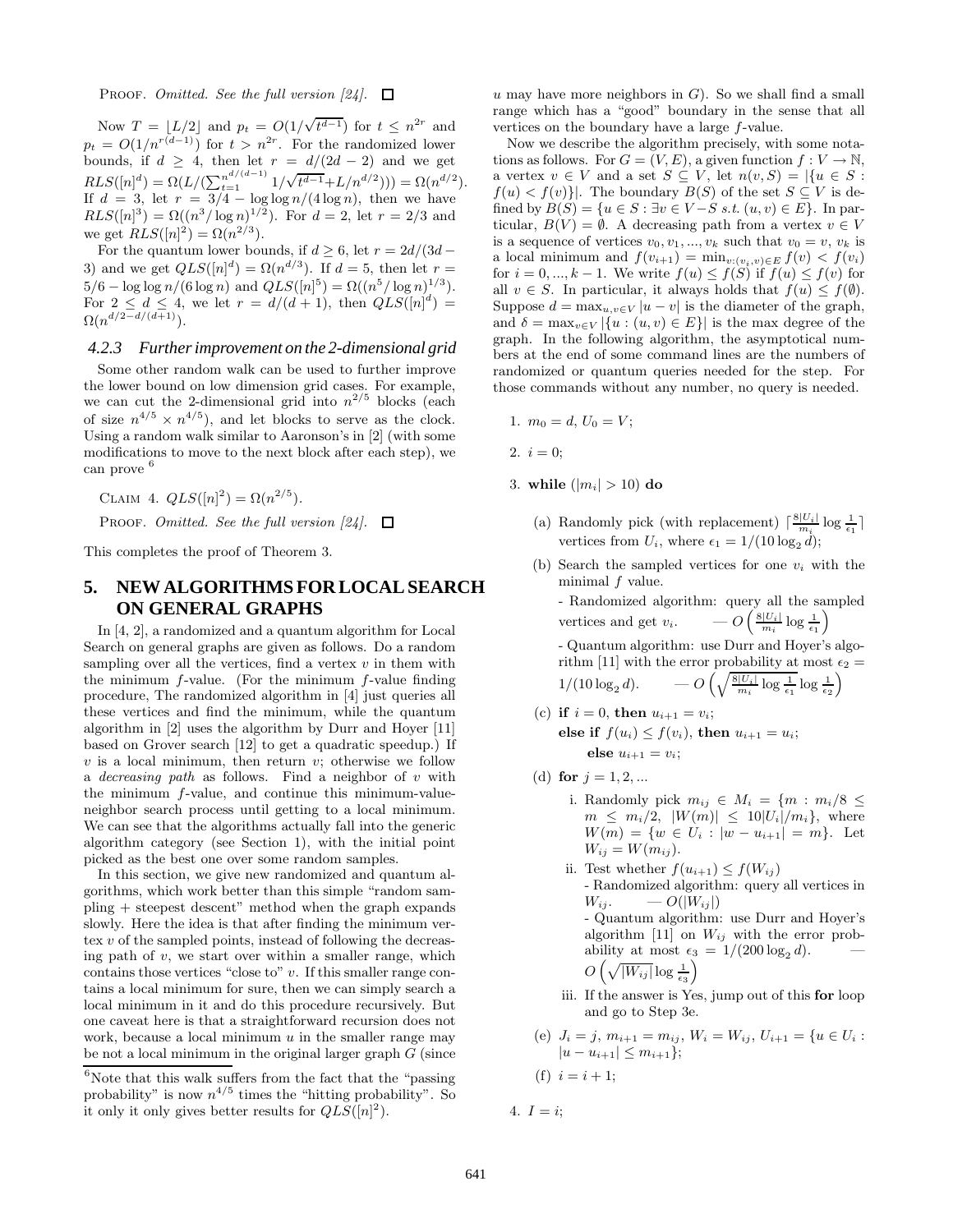PROOF. *Omitted. See the full version [24].* ☐

Now $T = \lfloor L/2 \rfloor$ and $p_t = O(1/\sqrt{t^{d-1}})$ for $t \le n^{2r}$ and $p_t = O(1/n^{r(d-1)})$ for $t > n^{2r}$. For the randomized lower bounds, if $d \ge 4$, then let $r = d/(2d-2)$ and we get $RLS([n]^d) = \Omega(L/(\sum_{t=1}^{n^{d/(d-1)}} 1/\sqrt{t^{d-1}} + L/n^{d/2}))) = \Omega(n^{d/2})$. If $d = 3$, let $r = 3/4 - \log\log n/(4\log n)$, then we have $RLS([n]^3) = \Omega((n^3/\log n)^{1/2})$. For $d = 2$, let $r = 2/3$ and we get $RLS([n]^2) = \Omega(n^{2/3})$.

For the quantum lower bounds, if $d \ge 6$, let $r = 2d/(3d-3)$ and we get $QLS([n]^d) = \Omega(n^{d/3})$. If $d = 5$, then let $r = 5/6 - \log\log n/(6\log n)$ and $QLS([n]^5) = \Omega((n^5/\log n)^{1/3})$. For $2 \le d \le 4$, we let $r = d/(d+1)$, then $QLS([n]^d) = \Omega(n^{d/2 - d/(d+1)})$.

### 4.2.3 Further improvement on the 2-dimensional grid

Some other random walk can be used to further improve the lower bound on low dimension grid cases. For example, we can cut the 2-dimensional grid into $n^{2/5}$ blocks (each of size $n^{4/5} \times n^{4/5}$), and let blocks to serve as the clock. Using a random walk similar to Aaronson's in [2] (with some modifications to move to the next block after each step), we can prove [6]

CLAIM 4. $QLS([n]^2) = \Omega(n^{2/5})$.

PROOF. *Omitted. See the full version [24].* ☐

This completes the proof of Theorem 3.

## 5. NEW ALGORITHMS FOR LOCAL SEARCH ON GENERAL GRAPHS

In [4, 2], a randomized and a quantum algorithm for Local Search on general graphs are given as follows. Do a random sampling over all the vertices, find a vertex $v$ in them with the minimum $f$-value. (For the minimum $f$-value finding procedure, The randomized algorithm in [4] just queries all these vertices and find the minimum, while the quantum algorithm in [2] uses the algorithm by Durr and Hoyer [11] based on Grover search [12] to get a quadratic speedup.) If $v$ is a local minimum, then return $v$; otherwise we follow a *decreasing path* as follows. Find a neighbor of $v$ with the minimum $f$-value, and continue this minimum-value-neighbor search process until getting to a local minimum. We can see that the algorithms actually fall into the generic algorithm category (see Section 1), with the initial point picked as the best one over some random samples.

In this section, we give new randomized and quantum algorithms, which work better than this simple "random sampling + steepest descent" method when the graph expands slowly. Here the idea is that after finding the minimum vertex $v$ of the sampled points, instead of following the decreasing path of $v$, we start over within a smaller range, which contains those vertices "close to" $v$. If this smaller range contains a local minimum for sure, then we can simply search a local minimum in it and do this procedure recursively. But one caveat here is that a straightforward recursion does not work, because a local minimum $u$ in the smaller range may be not a local minimum in the original larger graph $G$ (since $u$ may have more neighbors in $G$). So we shall find a small range which has a "good" boundary in the sense that all vertices on the boundary have a large $f$-value.

Now we describe the algorithm precisely, with some notations as follows. For $G = (V, E)$, a given function $f : V \to \mathbb{N}$, a vertex $v \in V$ and a set $S \subseteq V$, let $n(v, S) = |\{u \in S : f(u) < f(v)\}|$. The boundary $B(S)$ of the set $S \subseteq V$ is defined by $B(S) = \{u \in S : \exists v \in V - S \ s.t. \ (u, v) \in E\}$. In particular, $B(V) = \emptyset$. A decreasing path from a vertex $v \in V$ is a sequence of vertices $v_0, v_1, ..., v_k$ such that $v_0 = v$, $v_k$ is a local minimum and $f(v_{i+1}) = \min_{v:(v_i,v)\in E} f(v) < f(v_i)$ for $i = 0, ..., k-1$. We write $f(u) \le f(S)$ if $f(u) \le f(v)$ for all $v \in S$. In particular, it always holds that $f(u) \le f(\emptyset)$. Suppose $d = \max_{u,v\in V} |u - v|$ is the diameter of the graph, and $\delta = \max_{v\in V} |\{u : (u, v) \in E\}|$ is the max degree of the graph. In the following algorithm, the asymptotical numbers at the end of some command lines are the numbers of randomized or quantum queries needed for the step. For those commands without any number, no query is needed.

1. $m_0 = d$, $U_0 = V$;
2. $i = 0$;
3. **while** $(|m_i| > 10)$ **do**
   (a) Randomly pick (with replacement) $\lceil \frac{8|U_i|}{m_i} \log \frac{1}{\epsilon_1} \rceil$ vertices from $U_i$, where $\epsilon_1 = 1/(10\log_2 d)$;
   (b) Search the sampled vertices for one $v_i$ with the minimal $f$ value.
   - Randomized algorithm: query all the sampled vertices and get $v_i$. — $O\left(\frac{8|U_i|}{m_i} \log \frac{1}{\epsilon_1}\right)$
   - Quantum algorithm: use Durr and Hoyer's algorithm [11] with the error probability at most $\epsilon_2 = 1/(10\log_2 d)$. — $O\left(\sqrt{\frac{8|U_i|}{m_i} \log \frac{1}{\epsilon_1}} \log \frac{1}{\epsilon_2}\right)$
   (c) **if** $i = 0$, **then** $u_{i+1} = v_i$;
   **else if** $f(u_i) \le f(v_i)$, **then** $u_{i+1} = u_i$;
   **else** $u_{i+1} = v_i$;
   (d) **for** $j = 1, 2, ...$
      i. Randomly pick $m_{ij} \in M_i = \{m : m_i/8 \le m \le m_i/2, \ |W(m)| \le 10|U_i|/m_i\}$, where $W(m) = \{w \in U_i : |w - u_{i+1}| = m\}$. Let $W_{ij} = W(m_{ij})$.
      ii. Test whether $f(u_{i+1}) \le f(W_{ij})$
      - Randomized algorithm: query all vertices in $W_{ij}$. — $O(|W_{ij}|)$
      - Quantum algorithm: use Durr and Hoyer's algorithm [11] on $W_{ij}$ with the error probability at most $\epsilon_3 = 1/(200\log_2 d)$. — $O\left(\sqrt{|W_{ij}|} \log \frac{1}{\epsilon_3}\right)$
      iii. If the answer is Yes, jump out of this **for** loop and go to Step 3e.
   (e) $J_i = j$, $m_{i+1} = m_{ij}$, $W_i = W_{ij}$, $U_{i+1} = \{u \in U_i : |u - u_{i+1}| \le m_{i+1}\}$;
   (f) $i = i + 1$;
4. $I = i$;

[6] Note that this walk suffers from the fact that the "passing probability" is now $n^{4/5}$ times the "hitting probability". So it only it only gives better results for $QLS([n]^2)$.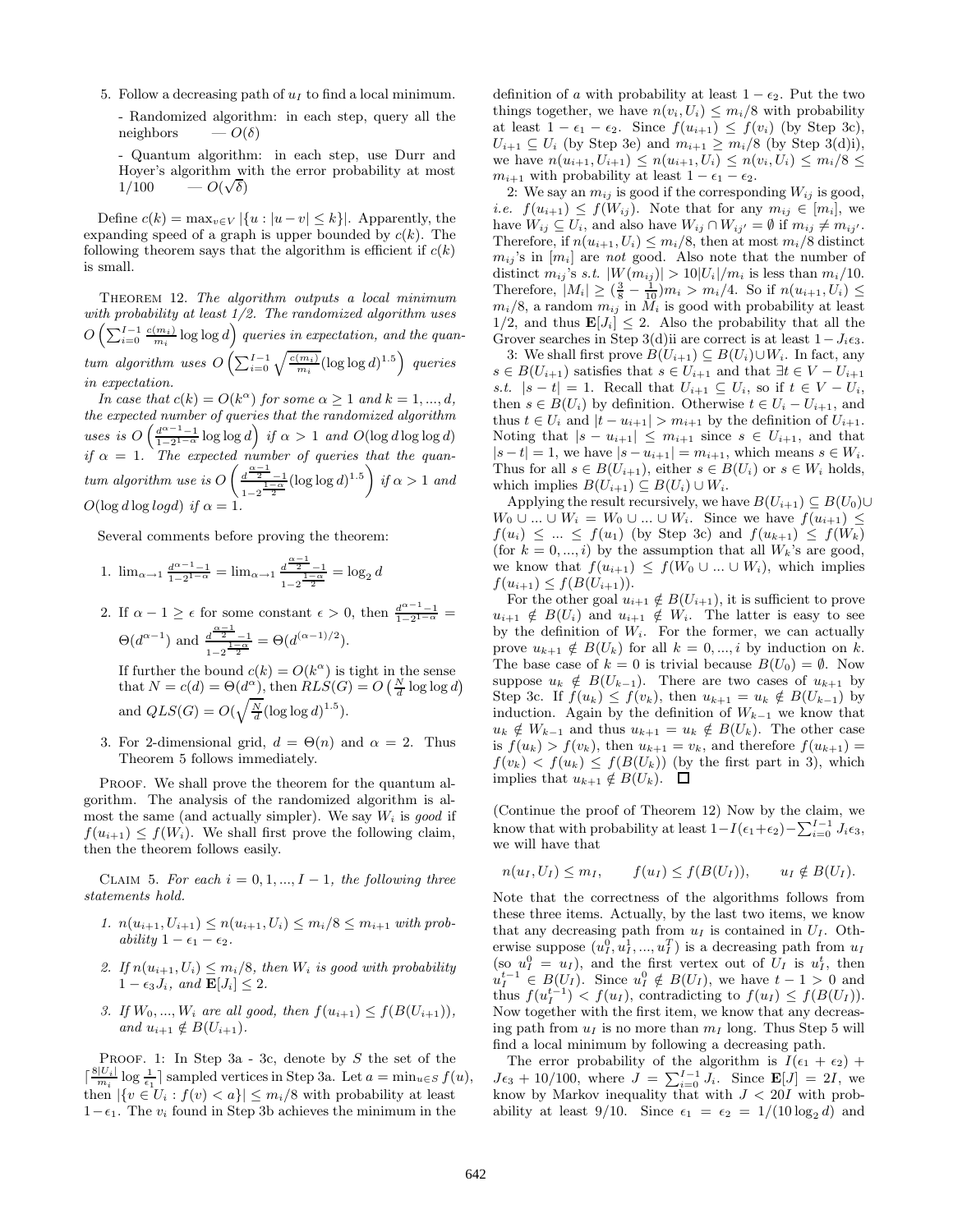5. Follow a decreasing path of $u_I$ to find a local minimum.

   - Randomized algorithm: in each step, query all the neighbors — $O(\delta)$

   - Quantum algorithm: in each step, use Durr and Hoyer's algorithm with the error probability at most $1/100$ — $O(\sqrt{\delta})$

Define $c(k) = \max_{v \in V} |\{u : |u - v| \le k\}|$. Apparently, the expanding speed of a graph is upper bounded by $c(k)$. The following theorem says that the algorithm is efficient if $c(k)$ is small.

THEOREM 12. *The algorithm outputs a local minimum with probability at least 1/2. The randomized algorithm uses $O\left(\sum_{i=0}^{I-1} \frac{c(m_i)}{m_i} \log\log d\right)$ queries in expectation, and the quantum algorithm uses $O\left(\sum_{i=0}^{I-1} \sqrt{\frac{c(m_i)}{m_i}} (\log\log d)^{1.5}\right)$ queries in expectation.*

*In case that $c(k) = O(k^\alpha)$ for some $\alpha \ge 1$ and $k = 1, ..., d$, the expected number of queries that the randomized algorithm uses is $O\left(\frac{d^{\alpha-1}-1}{1-2^{1-\alpha}} \log\log d\right)$ if $\alpha > 1$ and $O(\log d \log\log d)$ if $\alpha = 1$. The expected number of queries that the quantum algorithm use is $O\left(\frac{d^{\frac{\alpha-1}{2}}-1}{1-2^{\frac{1-\alpha}{2}}} (\log\log d)^{1.5}\right)$ if $\alpha > 1$ and $O(\log d \log\log gd)$ if $\alpha = 1$.*

Several comments before proving the theorem:

1. $\lim_{\alpha \to 1} \frac{d^{\alpha-1}-1}{1-2^{1-\alpha}} = \lim_{\alpha \to 1} \frac{d^{\frac{\alpha-1}{2}}-1}{1-2^{\frac{1-\alpha}{2}}} = \log_2 d$

2. If $\alpha - 1 \ge \epsilon$ for some constant $\epsilon > 0$, then $\frac{d^{\alpha-1}-1}{1-2^{1-\alpha}} = \Theta(d^{\alpha-1})$ and $\frac{d^{\frac{\alpha-1}{2}}-1}{1-2^{\frac{1-\alpha}{2}}} = \Theta(d^{(\alpha-1)/2})$.

   If further the bound $c(k) = O(k^\alpha)$ is tight in the sense that $N = c(d) = \Theta(d^\alpha)$, then $RLS(G) = O\left(\frac{N}{d} \log\log d\right)$ and $QLS(G) = O(\sqrt{\frac{N}{d}} (\log\log d)^{1.5})$.

3. For 2-dimensional grid, $d = \Theta(n)$ and $\alpha = 2$. Thus Theorem 5 follows immediately.

PROOF. We shall prove the theorem for the quantum algorithm. The analysis of the randomized algorithm is almost the same (and actually simpler). We say $W_i$ is *good* if $f(u_{i+1}) \le f(W_i)$. We shall first prove the following claim, then the theorem follows easily.

CLAIM 5. *For each $i = 0, 1, ..., I - 1$, the following three statements hold.*

1. *$n(u_{i+1}, U_{i+1}) \le n(u_{i+1}, U_i) \le m_i/8 \le m_{i+1}$ with probability $1 - \epsilon_1 - \epsilon_2$.*
2. *If $n(u_{i+1}, U_i) \le m_i/8$, then $W_i$ is good with probability $1 - \epsilon_3 J_i$, and $\mathbf{E}[J_i] \le 2$.*
3. *If $W_0, ..., W_i$ are all good, then $f(u_{i+1}) \le f(B(U_{i+1}))$, and $u_{i+1} \notin B(U_{i+1})$.*

PROOF. 1: In Step 3a - 3c, denote by $S$ the set of the $\lceil \frac{8|U_i|}{m_i} \log \frac{1}{\epsilon_1} \rceil$ sampled vertices in Step 3a. Let $a = \min_{u \in S} f(u)$, then $|\{v \in U_i : f(v) < a\}| \le m_i/8$ with probability at least $1 - \epsilon_1$. The $v_i$ found in Step 3b achieves the minimum in the definition of $a$ with probability at least $1 - \epsilon_2$. Put the two things together, we have $n(v_i, U_i) \le m_i/8$ with probability at least $1 - \epsilon_1 - \epsilon_2$. Since $f(u_{i+1}) \le f(v_i)$ (by Step 3c), $U_{i+1} \subseteq U_i$ (by Step 3e) and $m_{i+1} \ge m_i/8$ (by Step 3(d)i), we have $n(u_{i+1}, U_{i+1}) \le n(u_{i+1}, U_i) \le n(v_i, U_i) \le m_i/8 \le m_{i+1}$ with probability at least $1 - \epsilon_1 - \epsilon_2$.

2: We say an $m_{ij}$ is good if the corresponding $W_{ij}$ is good, *i.e.* $f(u_{i+1}) \le f(W_{ij})$. Note that for any $m_{ij} \in [m_i]$, we have $W_{ij} \subseteq U_i$, and also have $W_{ij} \cap W_{ij'} = \emptyset$ if $m_{ij} \ne m_{ij'}$. Therefore, if $n(u_{i+1}, U_i) \le m_i/8$, then at most $m_i/8$ distinct $m_{ij}$'s in $[m_i]$ are *not* good. Also note that the number of distinct $m_{ij}$'s *s.t.* $|W(m_{ij})| > 10|U_i|/m_i$ is less than $m_i/10$. Therefore, $|M_i| \ge (\frac{3}{8} - \frac{1}{10})m_i > m_i/4$. So if $n(u_{i+1}, U_i) \le m_i/8$, a random $m_{ij}$ in $M_i$ is good with probability at least $1/2$, and thus $\mathbf{E}[J_i] \le 2$. Also the probability that all the Grover searches in Step 3(d)ii are correct is at least $1 - J_i \epsilon_3$.

3: We shall first prove $B(U_{i+1}) \subseteq B(U_i) \cup W_i$. In fact, any $s \in B(U_{i+1})$ satisfies that $s \in U_{i+1}$ and that $\exists t \in V - U_{i+1}$ *s.t.* $|s - t| = 1$. Recall that $U_{i+1} \subseteq U_i$, so if $t \in V - U_i$, then $s \in B(U_i)$ by definition. Otherwise $t \in U_i - U_{i+1}$, and thus $t \in U_i$ and $|t - u_{i+1}| > m_{i+1}$ by the definition of $U_{i+1}$. Noting that $|s - u_{i+1}| \le m_{i+1}$ since $s \in U_{i+1}$, and that $|s - t| = 1$, we have $|s - u_{i+1}| = m_{i+1}$, which means $s \in W_i$. Thus for all $s \in B(U_{i+1})$, either $s \in B(U_i)$ or $s \in W_i$ holds, which implies $B(U_{i+1}) \subseteq B(U_i) \cup W_i$.

Applying the result recursively, we have $B(U_{i+1}) \subseteq B(U_0) \cup W_0 \cup ... \cup W_i = W_0 \cup ... \cup W_i$. Since we have $f(u_{i+1}) \le f(u_i) \le ... \le f(u_1)$ (by Step 3c) and $f(u_{k+1}) \le f(W_k)$ (for $k = 0, ..., i$) by the assumption that all $W_k$'s are good, we know that $f(u_{i+1}) \le f(W_0 \cup ... \cup W_i)$, which implies $f(u_{i+1}) \le f(B(U_{i+1}))$.

For the other goal $u_{i+1} \notin B(U_{i+1})$, it is sufficient to prove $u_{i+1} \notin B(U_i)$ and $u_{i+1} \notin W_i$. The latter is easy to see by the definition of $W_i$. For the former, we can actually prove $u_{k+1} \notin B(U_k)$ for all $k = 0, ..., i$ by induction on $k$. The base case of $k = 0$ is trivial because $B(U_0) = \emptyset$. Now suppose $u_k \notin B(U_{k-1})$. There are two cases of $u_{k+1}$ by Step 3c. If $f(u_k) \le f(v_k)$, then $u_{k+1} = u_k \notin B(U_{k-1})$ by induction. Again by the definition of $W_{k-1}$ we know that $u_k \notin W_{k-1}$ and thus $u_{k+1} = u_k \notin B(U_k)$. The other case is $f(u_k) > f(v_k)$, then $u_{k+1} = v_k$, and therefore $f(u_{k+1}) = f(v_k) < f(u_k) \le f(B(U_k))$ (by the first part in 3), which implies that $u_{k+1} \notin B(U_k)$. $\square$

(Continue the proof of Theorem 12) Now by the claim, we know that with probability at least $1 - I(\epsilon_1 + \epsilon_2) - \sum_{i=0}^{I-1} J_i \epsilon_3$, we will have that

$$n(u_I, U_I) \le m_I, \qquad f(u_I) \le f(B(U_I)), \qquad u_I \notin B(U_I).$$

Note that the correctness of the algorithms follows from these three items. Actually, by the last two items, we know that any decreasing path from $u_I$ is contained in $U_I$. Otherwise suppose $(u_I^0, u_I^1, ..., u_I^T)$ is a decreasing path from $u_I$ (so $u_I^0 = u_I$), and the first vertex out of $U_I$ is $u_I^t$, then $u_I^{t-1} \in B(U_I)$. Since $u_I^0 \notin B(U_I)$, we have $t - 1 > 0$ and thus $f(u_I^{t-1}) < f(u_I)$, contradicting to $f(u_I) \le f(B(U_I))$. Now together with the first item, we know that any decreasing path from $u_I$ is no more than $m_I$ long. Thus Step 5 will find a local minimum by following a decreasing path.

The error probability of the algorithm is $I(\epsilon_1 + \epsilon_2) + J\epsilon_3 + 10/100$, where $J = \sum_{i=0}^{I-1} J_i$. Since $\mathbf{E}[J] = 2I$, we know by Markov inequality that with $J < 20I$ with probability at least $9/10$. Since $\epsilon_1 = \epsilon_2 = 1/(10 \log_2 d)$ and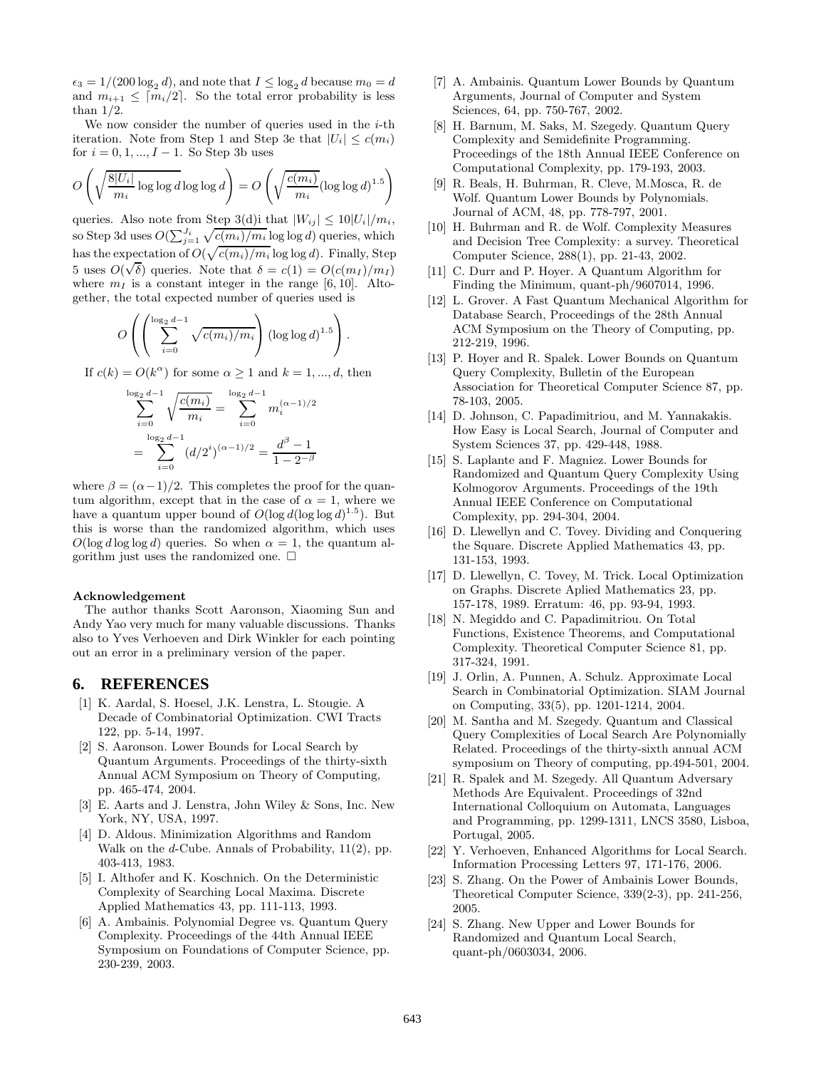$\epsilon_3 = 1/(200 \log_2 d)$, and note that $I \leq \log_2 d$ because $m_0 = d$ and $m_{i+1} \leq \lceil m_i/2 \rceil$. So the total error probability is less than $1/2$.

We now consider the number of queries used in the $i$-th iteration. Note from Step 1 and Step 3e that $|U_i| \leq c(m_i)$ for $i = 0, 1, ..., I-1$. So Step 3b uses

$$O\left(\sqrt{\frac{8|U_i|}{m_i} \log \log d} \log \log d\right) = O\left(\sqrt{\frac{c(m_i)}{m_i}} (\log \log d)^{1.5}\right)$$

queries. Also note from Step 3(d)i that $|W_{ij}| \leq 10|U_i|/m_i$, so Step 3d uses $O(\sum_{j=1}^{J_i} \sqrt{c(m_i)/m_i} \log \log d)$ queries, which has the expectation of $O(\sqrt{c(m_i)/m_i} \log \log d)$. Finally, Step 5 uses $O(\sqrt{\delta})$ queries. Note that $\delta = c(1) = O(c(m_I)/m_I)$ where $m_I$ is a constant integer in the range $[6, 10]$. Altogether, the total expected number of queries used is

$$O\left(\left(\sum_{i=0}^{\log_2 d - 1} \sqrt{c(m_i)/m_i}\right) (\log \log d)^{1.5}\right).$$

If $c(k) = O(k^\alpha)$ for some $\alpha \geq 1$ and $k = 1, ..., d$, then

$$\sum_{i=0}^{\log_2 d - 1} \sqrt{\frac{c(m_i)}{m_i}} = \sum_{i=0}^{\log_2 d - 1} m_i^{(\alpha-1)/2}$$
$$= \sum_{i=0}^{\log_2 d - 1} (d/2^i)^{(\alpha-1)/2} = \frac{d^\beta - 1}{1 - 2^{-\beta}}$$

where $\beta = (\alpha - 1)/2$. This completes the proof for the quantum algorithm, except that in the case of $\alpha = 1$, where we have a quantum upper bound of $O(\log d (\log \log d)^{1.5})$. But this is worse than the randomized algorithm, which uses $O(\log d \log \log d)$ queries. So when $\alpha = 1$, the quantum algorithm just uses the randomized one. $\square$

**Acknowledgement**

The author thanks Scott Aaronson, Xiaoming Sun and Andy Yao very much for many valuable discussions. Thanks also to Yves Verhoeven and Dirk Winkler for each pointing out an error in a preliminary version of the paper.

## 6. REFERENCES

[1] K. Aardal, S. Hoesel, J.K. Lenstra, L. Stougie. A Decade of Combinatorial Optimization. CWI Tracts 122, pp. 5-14, 1997.

[2] S. Aaronson. Lower Bounds for Local Search by Quantum Arguments. Proceedings of the thirty-sixth Annual ACM Symposium on Theory of Computing, pp. 465-474, 2004.

[3] E. Aarts and J. Lenstra, John Wiley & Sons, Inc. New York, NY, USA, 1997.

[4] D. Aldous. Minimization Algorithms and Random Walk on the $d$-Cube. Annals of Probability, 11(2), pp. 403-413, 1983.

[5] I. Althofer and K. Koschnich. On the Deterministic Complexity of Searching Local Maxima. Discrete Applied Mathematics 43, pp. 111-113, 1993.

[6] A. Ambainis. Polynomial Degree vs. Quantum Query Complexity. Proceedings of the 44th Annual IEEE Symposium on Foundations of Computer Science, pp. 230-239, 2003.

[7] A. Ambainis. Quantum Lower Bounds by Quantum Arguments, Journal of Computer and System Sciences, 64, pp. 750-767, 2002.

[8] H. Barnum, M. Saks, M. Szegedy. Quantum Query Complexity and Semidefinite Programming. Proceedings of the 18th Annual IEEE Conference on Computational Complexity, pp. 179-193, 2003.

[9] R. Beals, H. Buhrman, R. Cleve, M.Mosca, R. de Wolf. Quantum Lower Bounds by Polynomials. Journal of ACM, 48, pp. 778-797, 2001.

[10] H. Buhrman and R. de Wolf. Complexity Measures and Decision Tree Complexity: a survey. Theoretical Computer Science, 288(1), pp. 21-43, 2002.

[11] C. Durr and P. Hoyer. A Quantum Algorithm for Finding the Minimum, quant-ph/9607014, 1996.

[12] L. Grover. A Fast Quantum Mechanical Algorithm for Database Search, Proceedings of the 28th Annual ACM Symposium on the Theory of Computing, pp. 212-219, 1996.

[13] P. Hoyer and R. Spalek. Lower Bounds on Quantum Query Complexity, Bulletin of the European Association for Theoretical Computer Science 87, pp. 78-103, 2005.

[14] D. Johnson, C. Papadimitriou, and M. Yannakakis. How Easy is Local Search, Journal of Computer and System Sciences 37, pp. 429-448, 1988.

[15] S. Laplante and F. Magniez. Lower Bounds for Randomized and Quantum Query Complexity Using Kolmogorov Arguments. Proceedings of the 19th Annual IEEE Conference on Computational Complexity, pp. 294-304, 2004.

[16] D. Llewellyn and C. Tovey. Dividing and Conquering the Square. Discrete Applied Mathematics 43, pp. 131-153, 1993.

[17] D. Llewellyn, C. Tovey, M. Trick. Local Optimization on Graphs. Discrete Aplied Mathematics 23, pp. 157-178, 1989. Erratum: 46, pp. 93-94, 1993.

[18] N. Megiddo and C. Papadimitriou. On Total Functions, Existence Theorems, and Computational Complexity. Theoretical Computer Science 81, pp. 317-324, 1991.

[19] J. Orlin, A. Punnen, A. Schulz. Approximate Local Search in Combinatorial Optimization. SIAM Journal on Computing, 33(5), pp. 1201-1214, 2004.

[20] M. Santha and M. Szegedy. Quantum and Classical Query Complexities of Local Search Are Polynomially Related. Proceedings of the thirty-sixth annual ACM symposium on Theory of computing, pp.494-501, 2004.

[21] R. Spalek and M. Szegedy. All Quantum Adversary Methods Are Equivalent. Proceedings of 32nd International Colloquium on Automata, Languages and Programming, pp. 1299-1311, LNCS 3580, Lisboa, Portugal, 2005.

[22] Y. Verhoeven, Enhanced Algorithms for Local Search. Information Processing Letters 97, 171-176, 2006.

[23] S. Zhang. On the Power of Ambainis Lower Bounds, Theoretical Computer Science, 339(2-3), pp. 241-256, 2005.

[24] S. Zhang. New Upper and Lower Bounds for Randomized and Quantum Local Search, quant-ph/0603034, 2006.